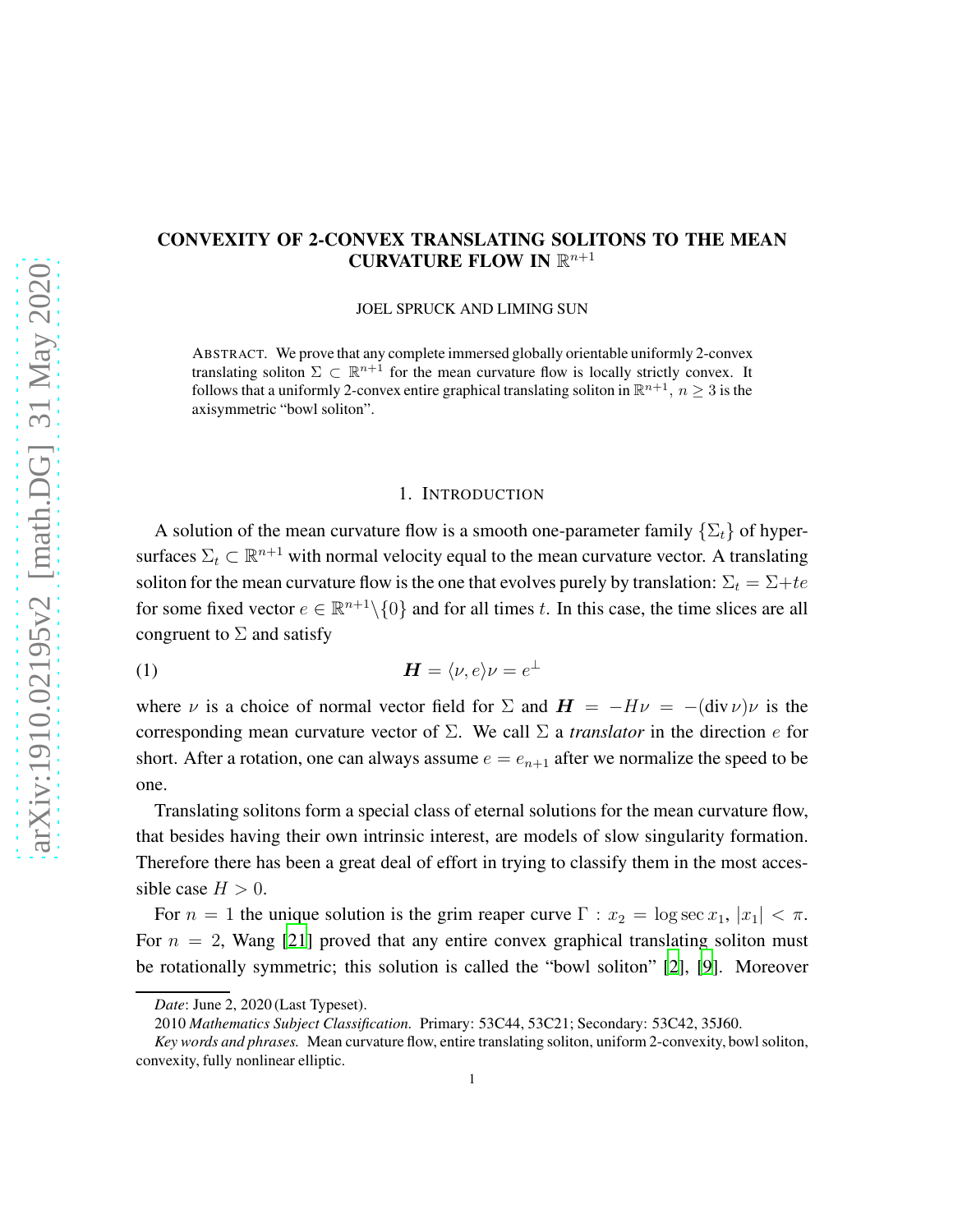# CONVEXITY OF 2-CONVEX TRANSLATING SOLITONS TO THE MEAN CURVATURE FLOW IN $\mathbb{R}^{n+1}$

JOEL SPRUCK AND LIMING SUN

ABSTRACT. We prove that any complete immersed globally orientable uniformly 2-convex translating soliton $\Sigma \subset \mathbb{R}^{n+1}$ for the mean curvature flow is locally strictly convex. It follows that a uniformly 2-convex entire graphical translating soliton in $\mathbb{R}^{n+1}$, $n \geq 3$ is the axisymmetric "bowl soliton".

## 1. INTRODUCTION

A solution of the mean curvature flow is a smooth one-parameter family $\{\Sigma_t\}$ of hypersurfaces $\Sigma_t \subset \mathbb{R}^{n+1}$ with normal velocity equal to the mean curvature vector. A translating soliton for the mean curvature flow is the one that evolves purely by translation: $\Sigma_t = \Sigma + te$ for some fixed vector $e \in \mathbb{R}^{n+1} \backslash \{0\}$ and for all times $t$. In this case, the time slices are all congruent to $\Sigma$ and satisfy

$$\boldsymbol{H} = \langle \nu, e \rangle \nu = e^{\perp} \tag{1}$$

where $\nu$ is a choice of normal vector field for $\Sigma$ and $\boldsymbol{H} = -H\nu = -(\operatorname{div} \nu)\nu$ is the corresponding mean curvature vector of $\Sigma$. We call $\Sigma$ a *translator* in the direction $e$ for short. After a rotation, one can always assume $e = e_{n+1}$ after we normalize the speed to be one.

Translating solitons form a special class of eternal solutions for the mean curvature flow, that besides having their own intrinsic interest, are models of slow singularity formation. Therefore there has been a great deal of effort in trying to classify them in the most accessible case $H > 0$.

For $n = 1$ the unique solution is the grim reaper curve $\Gamma : x_2 = \log \sec x_1$, $|x_1| < \pi$. For $n = 2$, Wang [21] proved that any entire convex graphical translating soliton must be rotationally symmetric; this solution is called the "bowl soliton" [2], [9]. Moreover

*Date*: June 2, 2020 (Last Typeset).

2010 *Mathematics Subject Classification.* Primary: 53C44, 53C21; Secondary: 53C42, 35J60.

*Key words and phrases.* Mean curvature flow, entire translating soliton, uniform 2-convexity, bowl soliton, convexity, fully nonlinear elliptic.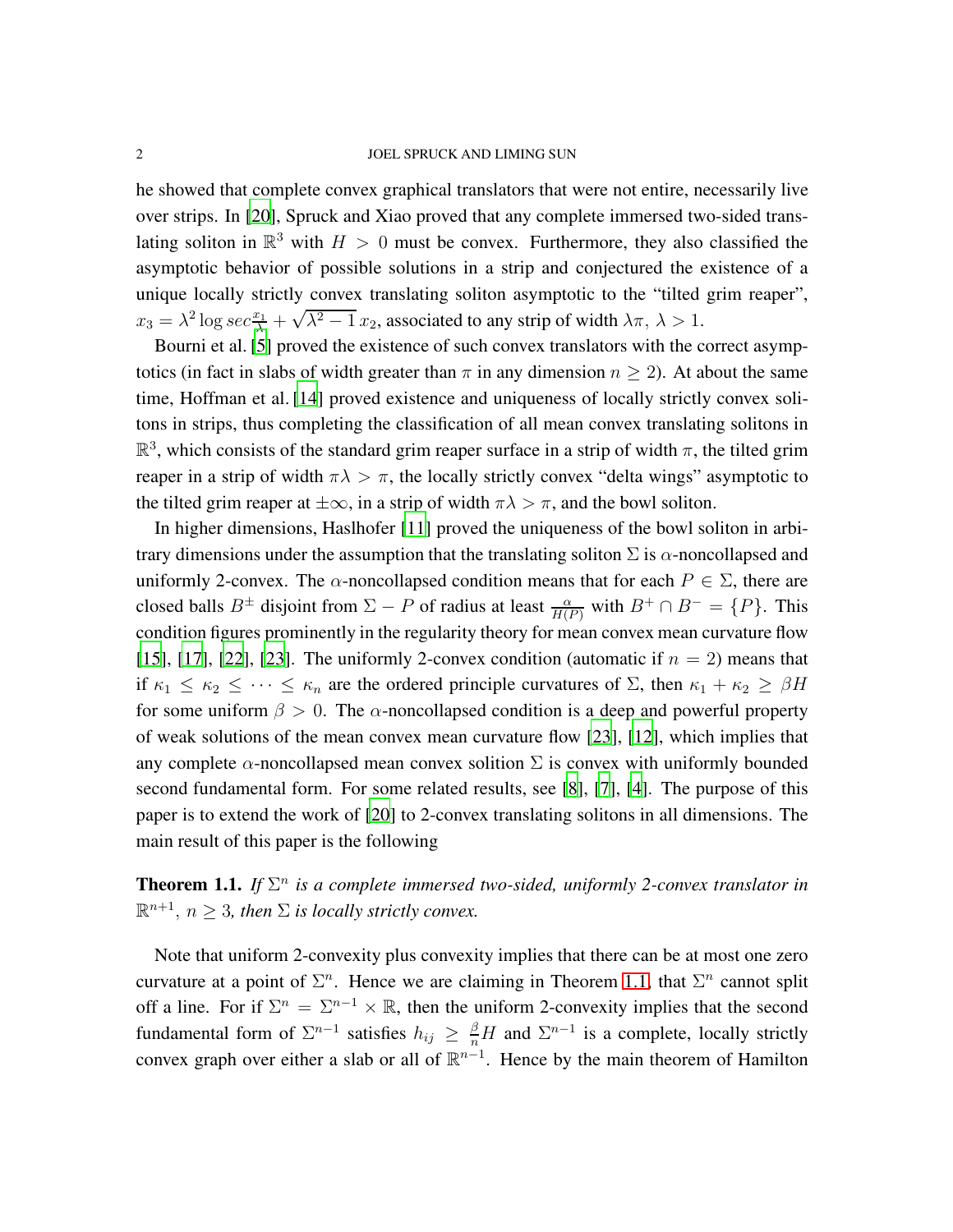he showed that complete convex graphical translators that were not entire, necessarily live over strips. In [20], Spruck and Xiao proved that any complete immersed two-sided translating soliton in $\mathbb{R}^3$ with $H > 0$ must be convex. Furthermore, they also classified the asymptotic behavior of possible solutions in a strip and conjectured the existence of a unique locally strictly convex translating soliton asymptotic to the "tilted grim reaper", $x_3 = \lambda^2 \log sec\frac{x_1}{\lambda} + \sqrt{\lambda^2 - 1}\, x_2$, associated to any strip of width $\lambda\pi$, $\lambda > 1$.

Bourni et al. [5] proved the existence of such convex translators with the correct asymptotics (in fact in slabs of width greater than $\pi$ in any dimension $n \geq 2$). At about the same time, Hoffman et al. [14] proved existence and uniqueness of locally strictly convex solitons in strips, thus completing the classification of all mean convex translating solitons in $\mathbb{R}^3$, which consists of the standard grim reaper surface in a strip of width $\pi$, the tilted grim reaper in a strip of width $\pi\lambda > \pi$, the locally strictly convex "delta wings" asymptotic to the tilted grim reaper at $\pm\infty$, in a strip of width $\pi\lambda > \pi$, and the bowl soliton.

In higher dimensions, Haslhofer [11] proved the uniqueness of the bowl soliton in arbitrary dimensions under the assumption that the translating soliton $\Sigma$ is $\alpha$-noncollapsed and uniformly 2-convex. The $\alpha$-noncollapsed condition means that for each $P \in \Sigma$, there are closed balls $B^{\pm}$ disjoint from $\Sigma - P$ of radius at least $\frac{\alpha}{H(P)}$ with $B^+ \cap B^- = \{P\}$. This condition figures prominently in the regularity theory for mean convex mean curvature flow [15], [17], [22], [23]. The uniformly 2-convex condition (automatic if $n = 2$) means that if $\kappa_1 \leq \kappa_2 \leq \cdots \leq \kappa_n$ are the ordered principle curvatures of $\Sigma$, then $\kappa_1 + \kappa_2 \geq \beta H$ for some uniform $\beta > 0$. The $\alpha$-noncollapsed condition is a deep and powerful property of weak solutions of the mean convex mean curvature flow [23], [12], which implies that any complete $\alpha$-noncollapsed mean convex solition $\Sigma$ is convex with uniformly bounded second fundamental form. For some related results, see [8], [7], [4]. The purpose of this paper is to extend the work of [20] to 2-convex translating solitons in all dimensions. The main result of this paper is the following

**Theorem 1.1.** *If $\Sigma^n$ is a complete immersed two-sided, uniformly 2-convex translator in $\mathbb{R}^{n+1}$, $n \geq 3$, then $\Sigma$ is locally strictly convex.*

Note that uniform 2-convexity plus convexity implies that there can be at most one zero curvature at a point of $\Sigma^n$. Hence we are claiming in Theorem 1.1 that $\Sigma^n$ cannot split off a line. For if $\Sigma^n = \Sigma^{n-1} \times \mathbb{R}$, then the uniform 2-convexity implies that the second fundamental form of $\Sigma^{n-1}$ satisfies $h_{ij} \geq \frac{\beta}{n} H$ and $\Sigma^{n-1}$ is a complete, locally strictly convex graph over either a slab or all of $\mathbb{R}^{n-1}$. Hence by the main theorem of Hamilton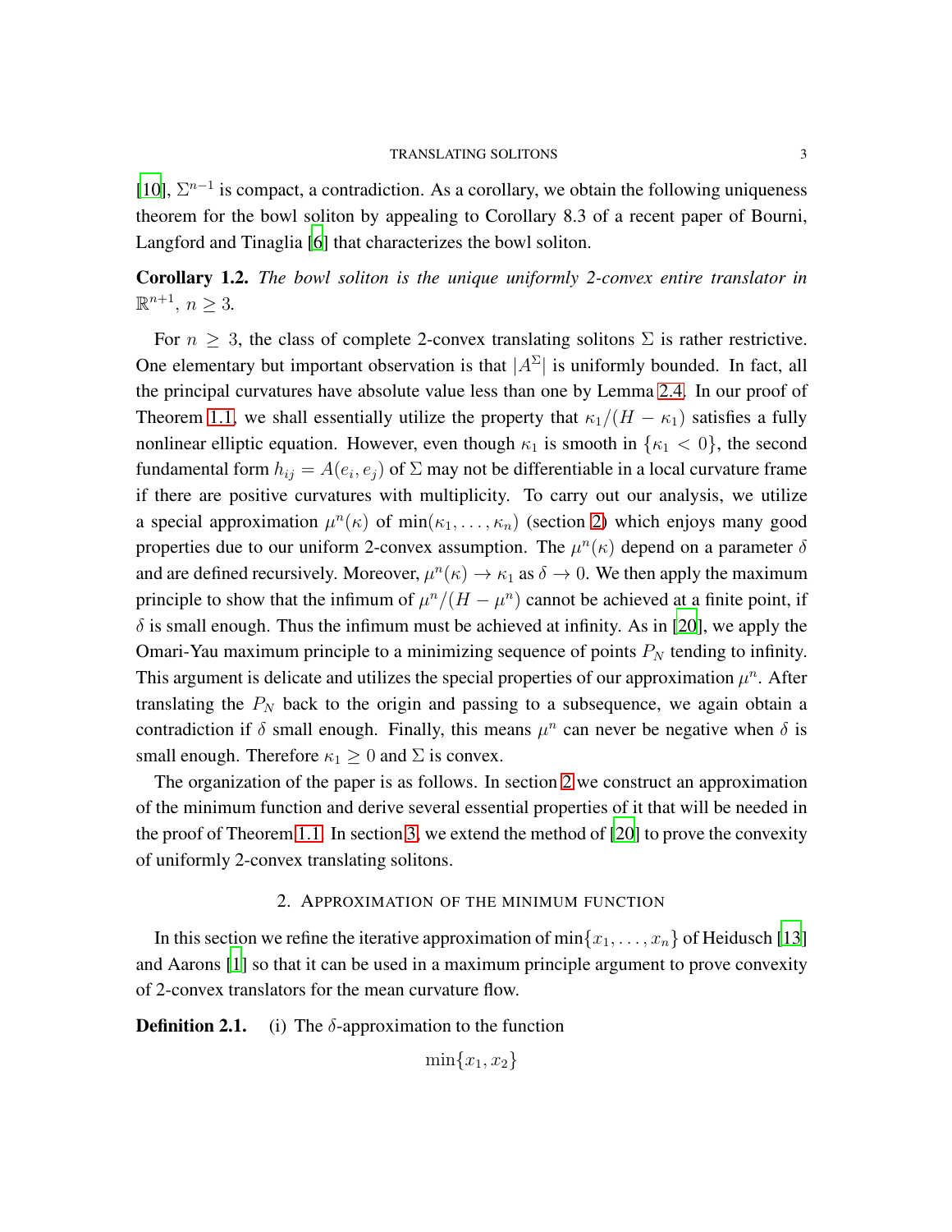[10], $\Sigma^{n-1}$ is compact, a contradiction. As a corollary, we obtain the following uniqueness theorem for the bowl soliton by appealing to Corollary 8.3 of a recent paper of Bourni, Langford and Tinaglia [6] that characterizes the bowl soliton.

**Corollary 1.2.** *The bowl soliton is the unique uniformly 2-convex entire translator in $\mathbb{R}^{n+1}$, $n \geq 3$.*

For $n \geq 3$, the class of complete 2-convex translating solitons $\Sigma$ is rather restrictive. One elementary but important observation is that $|A^{\Sigma}|$ is uniformly bounded. In fact, all the principal curvatures have absolute value less than one by Lemma 2.4. In our proof of Theorem 1.1, we shall essentially utilize the property that $\kappa_1/(H - \kappa_1)$ satisfies a fully nonlinear elliptic equation. However, even though $\kappa_1$ is smooth in $\{\kappa_1 < 0\}$, the second fundamental form $h_{ij} = A(e_i, e_j)$ of $\Sigma$ may not be differentiable in a local curvature frame if there are positive curvatures with multiplicity. To carry out our analysis, we utilize a special approximation $\mu^n(\kappa)$ of $\min(\kappa_1, \ldots, \kappa_n)$ (section 2) which enjoys many good properties due to our uniform 2-convex assumption. The $\mu^n(\kappa)$ depend on a parameter $\delta$ and are defined recursively. Moreover, $\mu^n(\kappa) \to \kappa_1$ as $\delta \to 0$. We then apply the maximum principle to show that the infimum of $\mu^n/(H - \mu^n)$ cannot be achieved at a finite point, if $\delta$ is small enough. Thus the infimum must be achieved at infinity. As in [20], we apply the Omari-Yau maximum principle to a minimizing sequence of points $P_N$ tending to infinity. This argument is delicate and utilizes the special properties of our approximation $\mu^n$. After translating the $P_N$ back to the origin and passing to a subsequence, we again obtain a contradiction if $\delta$ small enough. Finally, this means $\mu^n$ can never be negative when $\delta$ is small enough. Therefore $\kappa_1 \geq 0$ and $\Sigma$ is convex.

The organization of the paper is as follows. In section 2 we construct an approximation of the minimum function and derive several essential properties of it that will be needed in the proof of Theorem 1.1. In section 3, we extend the method of [20] to prove the convexity of uniformly 2-convex translating solitons.

## 2. Approximation of the minimum function

In this section we refine the iterative approximation of $\min\{x_1, \ldots, x_n\}$ of Heidusch [13] and Aarons [1] so that it can be used in a maximum principle argument to prove convexity of 2-convex translators for the mean curvature flow.

**Definition 2.1.** (i) The $\delta$-approximation to the function

$$\min\{x_1, x_2\}$$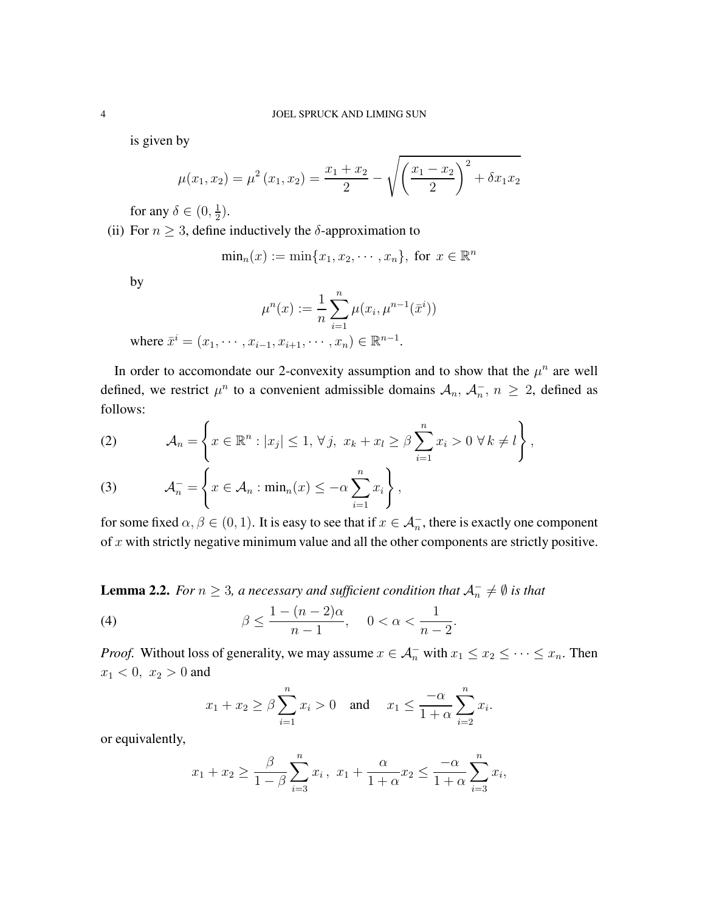is given by

$$\mu(x_1, x_2) = \mu^2(x_1, x_2) = \frac{x_1 + x_2}{2} - \sqrt{\left(\frac{x_1 - x_2}{2}\right)^2 + \delta x_1 x_2}$$

for any $\delta \in (0, \frac{1}{2})$.

(ii) For $n \geq 3$, define inductively the $\delta$-approximation to

$$\min_n(x) := \min\{x_1, x_2, \cdots, x_n\}, \text{ for } x \in \mathbb{R}^n$$

by

$$\mu^n(x) := \frac{1}{n}\sum_{i=1}^{n} \mu(x_i, \mu^{n-1}(\bar{x}^i))$$

where $\bar{x}^i = (x_1, \cdots, x_{i-1}, x_{i+1}, \cdots, x_n) \in \mathbb{R}^{n-1}$.

In order to accomondate our 2-convexity assumption and to show that the $\mu^n$ are well defined, we restrict $\mu^n$ to a convenient admissible domains $\mathcal{A}_n$, $\mathcal{A}_n^-$, $n \geq 2$, defined as follows:

$$\mathcal{A}_n = \left\{ x \in \mathbb{R}^n : |x_j| \leq 1, \forall j, \; x_k + x_l \geq \beta \sum_{i=1}^{n} x_i > 0 \; \forall k \neq l \right\}, \tag{2}$$

$$\mathcal{A}_n^- = \left\{ x \in \mathcal{A}_n : \min_n(x) \leq -\alpha \sum_{i=1}^{n} x_i \right\}, \tag{3}$$

for some fixed $\alpha, \beta \in (0, 1)$. It is easy to see that if $x \in \mathcal{A}_n^-$, there is exactly one component of $x$ with strictly negative minimum value and all the other components are strictly positive.

**Lemma 2.2.** *For $n \geq 3$, a necessary and sufficient condition that $\mathcal{A}_n^- \neq \emptyset$ is that*

$$\beta \leq \frac{1 - (n-2)\alpha}{n-1}, \quad 0 < \alpha < \frac{1}{n-2}. \tag{4}$$

*Proof.* Without loss of generality, we may assume $x \in \mathcal{A}_n^-$ with $x_1 \leq x_2 \leq \cdots \leq x_n$. Then $x_1 < 0, \; x_2 > 0$ and

$$x_1 + x_2 \geq \beta \sum_{i=1}^{n} x_i > 0 \quad \text{and} \quad x_1 \leq \frac{-\alpha}{1+\alpha} \sum_{i=2}^{n} x_i.$$

or equivalently,

$$x_1 + x_2 \geq \frac{\beta}{1-\beta} \sum_{i=3}^{n} x_i \,, \; x_1 + \frac{\alpha}{1+\alpha} x_2 \leq \frac{-\alpha}{1+\alpha} \sum_{i=3}^{n} x_i,$$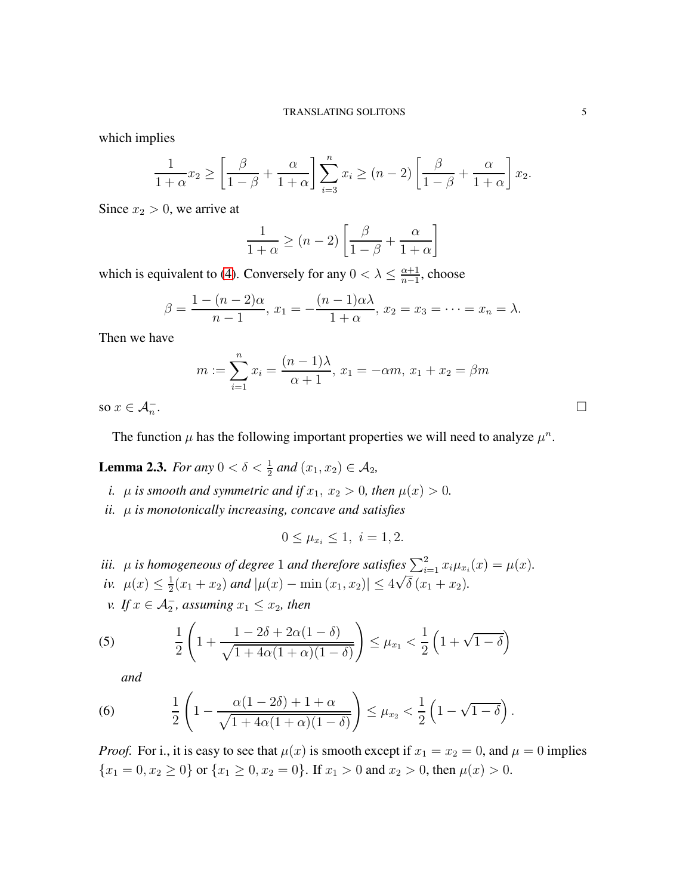which implies

$$\frac{1}{1+\alpha}x_2 \geq \left[\frac{\beta}{1-\beta}+\frac{\alpha}{1+\alpha}\right]\sum_{i=3}^{n} x_i \geq (n-2)\left[\frac{\beta}{1-\beta}+\frac{\alpha}{1+\alpha}\right]x_2.$$

Since $x_2 > 0$, we arrive at

$$\frac{1}{1+\alpha} \geq (n-2)\left[\frac{\beta}{1-\beta}+\frac{\alpha}{1+\alpha}\right]$$

which is equivalent to (4). Conversely for any $0 < \lambda \leq \frac{\alpha+1}{n-1}$, choose

$$\beta = \frac{1-(n-2)\alpha}{n-1},\ x_1 = -\frac{(n-1)\alpha\lambda}{1+\alpha},\ x_2 = x_3 = \cdots = x_n = \lambda.$$

Then we have

$$m := \sum_{i=1}^{n} x_i = \frac{(n-1)\lambda}{\alpha+1},\ x_1 = -\alpha m,\ x_1 + x_2 = \beta m$$

so $x \in \mathcal{A}_n^-$. □

The function $\mu$ has the following important properties we will need to analyze $\mu^n$.

**Lemma 2.3.** *For any $0 < \delta < \frac{1}{2}$ and $(x_1, x_2) \in \mathcal{A}_2$,*

*i. $\mu$ is smooth and symmetric and if $x_1,\ x_2 > 0$, then $\mu(x) > 0$.*

*ii. $\mu$ is monotonically increasing, concave and satisfies*

$$0 \leq \mu_{x_i} \leq 1,\ \ i = 1, 2.$$

*iii. $\mu$ is homogeneous of degree $1$ and therefore satisfies $\sum_{i=1}^{2} x_i \mu_{x_i}(x) = \mu(x)$.*

*iv. $\mu(x) \leq \frac{1}{2}(x_1 + x_2)$ and $|\mu(x) - \min(x_1, x_2)| \leq 4\sqrt{\delta}\,(x_1 + x_2)$.*

*v. If $x \in \mathcal{A}_2^-$, assuming $x_1 \leq x_2$, then*

$$\frac{1}{2}\left(1 + \frac{1-2\delta+2\alpha(1-\delta)}{\sqrt{1+4\alpha(1+\alpha)(1-\delta)}}\right) \leq \mu_{x_1} < \frac{1}{2}\left(1+\sqrt{1-\delta}\right) \tag{5}$$

*and*

$$\frac{1}{2}\left(1 - \frac{\alpha(1-2\delta)+1+\alpha}{\sqrt{1+4\alpha(1+\alpha)(1-\delta)}}\right) \leq \mu_{x_2} < \frac{1}{2}\left(1-\sqrt{1-\delta}\right). \tag{6}$$

*Proof.* For i., it is easy to see that $\mu(x)$ is smooth except if $x_1 = x_2 = 0$, and $\mu = 0$ implies $\{x_1 = 0, x_2 \geq 0\}$ or $\{x_1 \geq 0, x_2 = 0\}$. If $x_1 > 0$ and $x_2 > 0$, then $\mu(x) > 0$.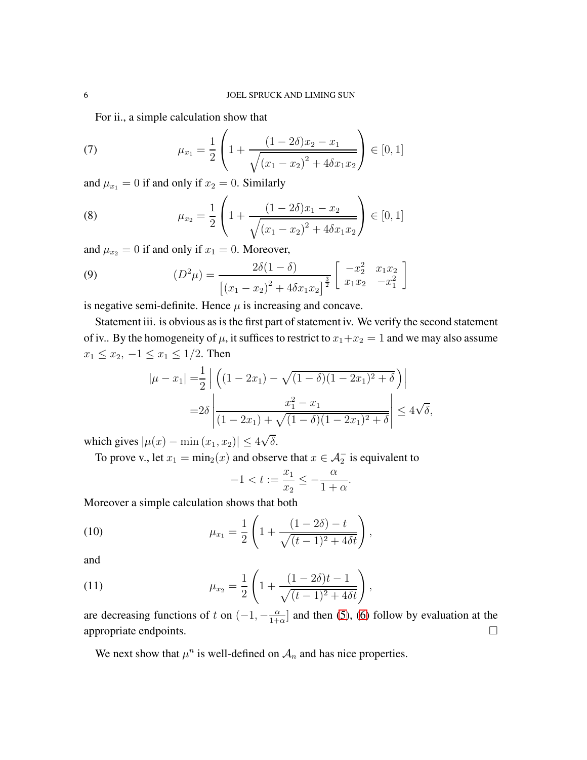For ii., a simple calculation show that

$$\mu_{x_1} = \frac{1}{2}\left(1 + \frac{(1-2\delta)x_2 - x_1}{\sqrt{(x_1-x_2)^2 + 4\delta x_1 x_2}}\right) \in [0,1] \tag{7}$$

and $\mu_{x_1} = 0$ if and only if $x_2 = 0$. Similarly

$$\mu_{x_2} = \frac{1}{2}\left(1 + \frac{(1-2\delta)x_1 - x_2}{\sqrt{(x_1-x_2)^2 + 4\delta x_1 x_2}}\right) \in [0,1] \tag{8}$$

and $\mu_{x_2} = 0$ if and only if $x_1 = 0$. Moreover,

$$(D^2\mu) = \frac{2\delta(1-\delta)}{\left[(x_1-x_2)^2 + 4\delta x_1 x_2\right]^{\frac{3}{2}}} \begin{bmatrix} -x_2^2 & x_1 x_2 \\ x_1 x_2 & -x_1^2 \end{bmatrix} \tag{9}$$

is negative semi-definite. Hence $\mu$ is increasing and concave.

Statement iii. is obvious as is the first part of statement iv. We verify the second statement of iv.. By the homogeneity of $\mu$, it suffices to restrict to $x_1 + x_2 = 1$ and we may also assume $x_1 \leq x_2$, $-1 \leq x_1 \leq 1/2$. Then

$$\begin{aligned}
|\mu - x_1| =& \frac{1}{2}\left|\left((1-2x_1) - \sqrt{(1-\delta)(1-2x_1)^2 + \delta}\right)\right| \\
=& 2\delta\left|\frac{x_1^2 - x_1}{(1-2x_1) + \sqrt{(1-\delta)(1-2x_1)^2 + \delta}}\right| \leq 4\sqrt{\delta},
\end{aligned}$$

which gives $|\mu(x) - \min(x_1, x_2)| \leq 4\sqrt{\delta}$.

To prove v., let $x_1 = \min_2(x)$ and observe that $x \in \mathcal{A}_2^-$ is equivalent to

$$-1 < t := \frac{x_1}{x_2} \leq -\frac{\alpha}{1+\alpha}.$$

Moreover a simple calculation shows that both

$$\mu_{x_1} = \frac{1}{2}\left(1 + \frac{(1-2\delta) - t}{\sqrt{(t-1)^2 + 4\delta t}}\right), \tag{10}$$

and

$$\mu_{x_2} = \frac{1}{2}\left(1 + \frac{(1-2\delta)t - 1}{\sqrt{(t-1)^2 + 4\delta t}}\right), \tag{11}$$

are decreasing functions of $t$ on $(-1, -\frac{\alpha}{1+\alpha}]$ and then (5), (6) follow by evaluation at the appropriate endpoints. $\square$

We next show that $\mu^n$ is well-defined on $\mathcal{A}_n$ and has nice properties.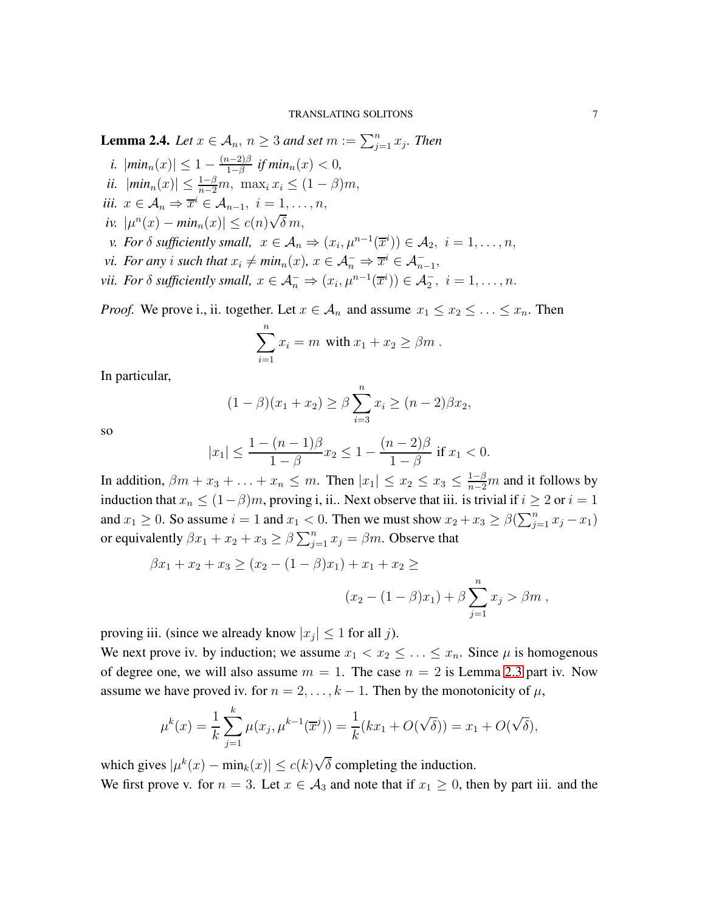**Lemma 2.4.** *Let $x \in \mathcal{A}_n$, $n \geq 3$ and set $m := \sum_{j=1}^n x_j$. Then*

*i.* $|min_n(x)| \leq 1 - \frac{(n-2)\beta}{1-\beta}$ *if* $min_n(x) < 0$,

*ii.* $|min_n(x)| \leq \frac{1-\beta}{n-2}m,\ \max_i x_i \leq (1-\beta)m$,

*iii.* $x \in \mathcal{A}_n \Rightarrow \overline{x}^i \in \mathcal{A}_{n-1},\ i = 1, \ldots, n$,

*iv.* $|\mu^n(x) - min_n(x)| \leq c(n)\sqrt{\delta}\, m$,

*v. For* $\delta$ *sufficiently small,* $x \in \mathcal{A}_n \Rightarrow (x_i, \mu^{n-1}(\overline{x}^i)) \in \mathcal{A}_2,\ i = 1, \ldots, n$,

*vi. For any* $i$ *such that* $x_i \neq min_n(x)$, $x \in \mathcal{A}_n^- \Rightarrow \overline{x}^i \in \mathcal{A}_{n-1}^-$,

*vii. For* $\delta$ *sufficiently small,* $x \in \mathcal{A}_n^- \Rightarrow (x_i, \mu^{n-1}(\overline{x}^i)) \in \mathcal{A}_2^-,\ i = 1, \ldots, n$.

*Proof.* We prove i., ii. together. Let $x \in \mathcal{A}_n$ and assume $x_1 \leq x_2 \leq \ldots \leq x_n$. Then

$$\sum_{i=1}^n x_i = m \text{ with } x_1 + x_2 \geq \beta m\,.$$

In particular,

$$(1-\beta)(x_1 + x_2) \geq \beta \sum_{i=3}^n x_i \geq (n-2)\beta x_2,$$

so

$$|x_1| \leq \frac{1-(n-1)\beta}{1-\beta} x_2 \leq 1 - \frac{(n-2)\beta}{1-\beta} \text{ if } x_1 < 0.$$

In addition, $\beta m + x_3 + \ldots + x_n \leq m$. Then $|x_1| \leq x_2 \leq x_3 \leq \frac{1-\beta}{n-2}m$ and it follows by induction that $x_n \leq (1-\beta)m$, proving i, ii.. Next observe that iii. is trivial if $i \geq 2$ or $i = 1$ and $x_1 \geq 0$. So assume $i = 1$ and $x_1 < 0$. Then we must show $x_2 + x_3 \geq \beta(\sum_{j=1}^n x_j - x_1)$ or equivalently $\beta x_1 + x_2 + x_3 \geq \beta \sum_{j=1}^n x_j = \beta m$. Observe that

$$\beta x_1 + x_2 + x_3 \geq (x_2 - (1-\beta)x_1) + x_1 + x_2 \geq$$

$$(x_2 - (1-\beta)x_1) + \beta \sum_{j=1}^n x_j > \beta m\,,$$

proving iii. (since we already know $|x_j| \leq 1$ for all $j$).

We next prove iv. by induction; we assume $x_1 < x_2 \leq \ldots \leq x_n$. Since $\mu$ is homogenous of degree one, we will also assume $m = 1$. The case $n = 2$ is Lemma 2.3 part iv. Now assume we have proved iv. for $n = 2, \ldots, k-1$. Then by the monotonicity of $\mu$,

$$\mu^k(x) = \frac{1}{k}\sum_{j=1}^k \mu(x_j, \mu^{k-1}(\overline{x}^j)) = \frac{1}{k}(kx_1 + O(\sqrt{\delta})) = x_1 + O(\sqrt{\delta}),$$

which gives $|\mu^k(x) - \min_k(x)| \leq c(k)\sqrt{\delta}$ completing the induction.

We first prove v. for $n = 3$. Let $x \in \mathcal{A}_3$ and note that if $x_1 \geq 0$, then by part iii. and the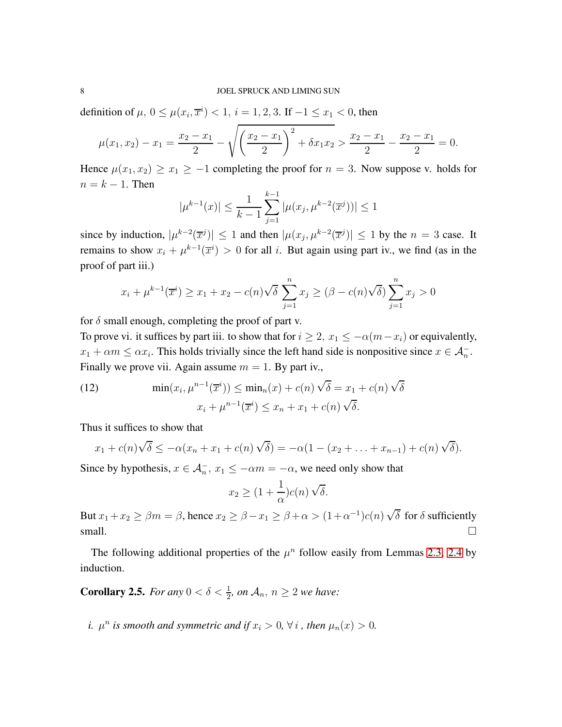definition of $\mu$, $0 \le \mu(x_i, \overline{x}^i) < 1$, $i = 1, 2, 3$. If $-1 \le x_1 < 0$, then

$$\mu(x_1, x_2) - x_1 = \frac{x_2 - x_1}{2} - \sqrt{\left(\frac{x_2 - x_1}{2}\right)^2 + \delta x_1 x_2} > \frac{x_2 - x_1}{2} - \frac{x_2 - x_1}{2} = 0.$$

Hence $\mu(x_1, x_2) \ge x_1 \ge -1$ completing the proof for $n = 3$. Now suppose v. holds for $n = k - 1$. Then

$$|\mu^{k-1}(x)| \le \frac{1}{k-1} \sum_{j=1}^{k-1} |\mu(x_j, \mu^{k-2}(\overline{x}^j))| \le 1$$

since by induction, $|\mu^{k-2}(\overline{x}^j)| \le 1$ and then $|\mu(x_j, \mu^{k-2}(\overline{x}^j)| \le 1$ by the $n = 3$ case. It remains to show $x_i + \mu^{k-1}(\overline{x}^i) > 0$ for all $i$. But again using part iv., we find (as in the proof of part iii.)

$$x_i + \mu^{k-1}(\overline{x}^i) \ge x_1 + x_2 - c(n)\sqrt{\delta} \sum_{j=1}^{n} x_j \ge (\beta - c(n)\sqrt{\delta}) \sum_{j=1}^{n} x_j > 0$$

for $\delta$ small enough, completing the proof of part v.

To prove vi. it suffices by part iii. to show that for $i \ge 2$, $x_1 \le -\alpha(m - x_i)$ or equivalently, $x_1 + \alpha m \le \alpha x_i$. This holds trivially since the left hand side is nonpositive since $x \in \mathcal{A}_n^-$.

Finally we prove vii. Again assume $m = 1$. By part iv.,

$$\begin{aligned} \min(x_i, \mu^{n-1}(\overline{x}^i)) &\le \min\nolimits_n(x) + c(n)\sqrt{\delta} = x_1 + c(n)\sqrt{\delta} \\ x_i + \mu^{n-1}(\overline{x}^i) &\le x_n + x_1 + c(n)\sqrt{\delta}. \end{aligned} \tag{12}$$

Thus it suffices to show that

$$x_1 + c(n)\sqrt{\delta} \le -\alpha(x_n + x_1 + c(n)\sqrt{\delta}) = -\alpha(1 - (x_2 + \ldots + x_{n-1}) + c(n)\sqrt{\delta}).$$

Since by hypothesis, $x \in \mathcal{A}_n^-$, $x_1 \le -\alpha m = -\alpha$, we need only show that

$$x_2 \ge (1 + \frac{1}{\alpha})c(n)\sqrt{\delta}.$$

But $x_1 + x_2 \ge \beta m = \beta$, hence $x_2 \ge \beta - x_1 \ge \beta + \alpha > (1 + \alpha^{-1})c(n)\sqrt{\delta}$ for $\delta$ sufficiently small. □

The following additional properties of the $\mu^n$ follow easily from Lemmas 2.3, 2.4 by induction.

**Corollary 2.5.** *For any $0 < \delta < \frac{1}{2}$, on $\mathcal{A}_n$, $n \ge 2$ we have:*

*i. $\mu^n$ is smooth and symmetric and if $x_i > 0$, $\forall\, i$, then $\mu_n(x) > 0$.*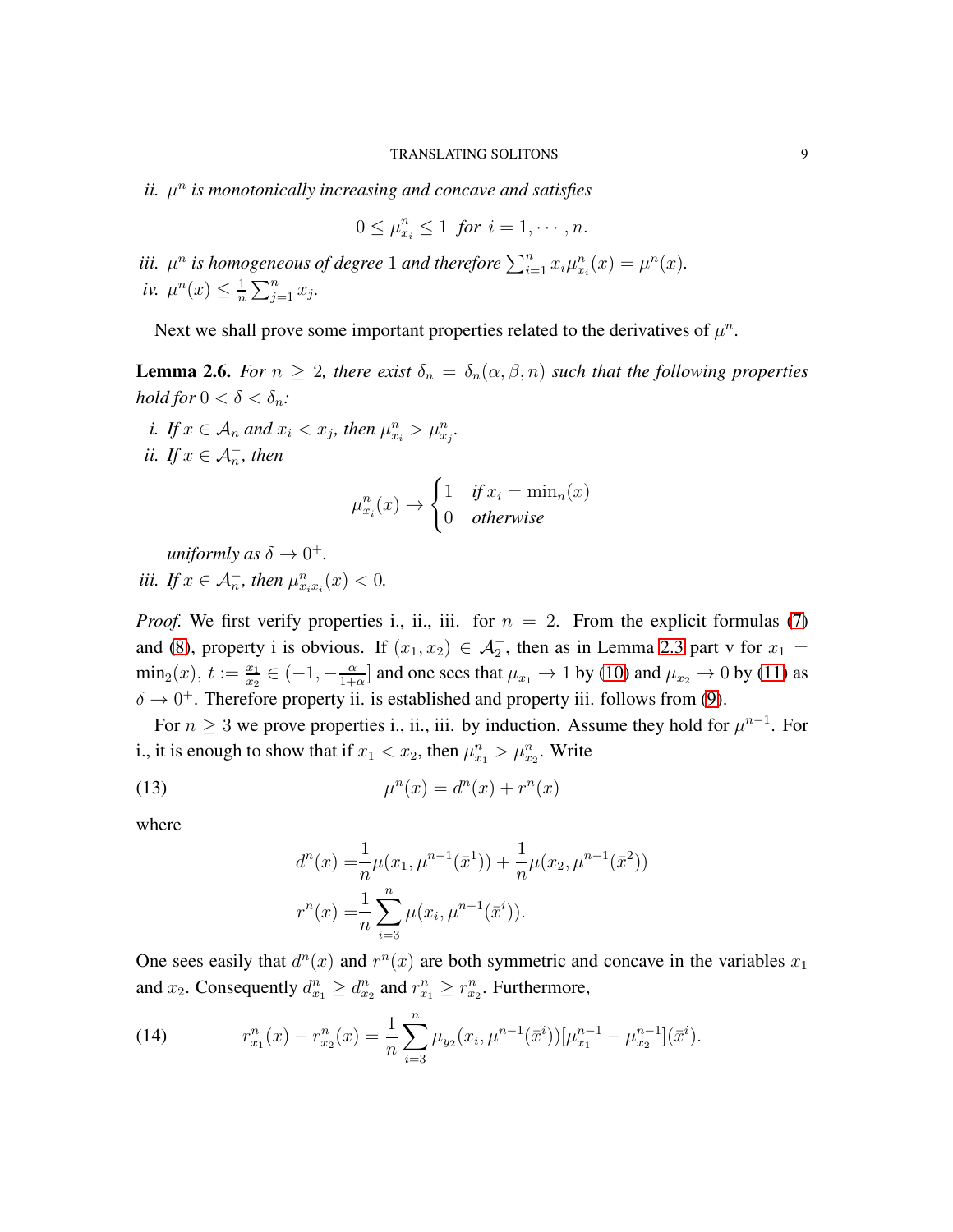*ii.* $\mu^n$ *is monotonically increasing and concave and satisfies*

$$0 \leq \mu^n_{x_i} \leq 1 \ \text{ for } i = 1, \cdots, n.$$

*iii.* $\mu^n$ *is homogeneous of degree* $1$ *and therefore* $\sum_{i=1}^n x_i \mu^n_{x_i}(x) = \mu^n(x)$.
*iv.* $\mu^n(x) \leq \frac{1}{n}\sum_{j=1}^n x_j$.

Next we shall prove some important properties related to the derivatives of $\mu^n$.

**Lemma 2.6.** *For* $n \geq 2$*, there exist* $\delta_n = \delta_n(\alpha, \beta, n)$ *such that the following properties hold for* $0 < \delta < \delta_n$*:*

*i. If* $x \in \mathcal{A}_n$ *and* $x_i < x_j$*, then* $\mu^n_{x_i} > \mu^n_{x_j}$*.*
*ii. If* $x \in \mathcal{A}_n^-$*, then*

$$\mu^n_{x_i}(x) \to \begin{cases} 1 & \text{if } x_i = \min_n(x) \\ 0 & \text{otherwise} \end{cases}$$

*uniformly as* $\delta \to 0^+$*.*
*iii. If* $x \in \mathcal{A}_n^-$*, then* $\mu^n_{x_i x_i}(x) < 0$*.*

*Proof.* We first verify properties i., ii., iii. for $n = 2$. From the explicit formulas (7) and (8), property i is obvious. If $(x_1, x_2) \in \mathcal{A}_2^-$, then as in Lemma 2.3 part v for $x_1 = \min_2(x)$, $t := \frac{x_1}{x_2} \in (-1, -\frac{\alpha}{1+\alpha}]$ and one sees that $\mu_{x_1} \to 1$ by (10) and $\mu_{x_2} \to 0$ by (11) as $\delta \to 0^+$. Therefore property ii. is established and property iii. follows from (9).

For $n \geq 3$ we prove properties i., ii., iii. by induction. Assume they hold for $\mu^{n-1}$. For i., it is enough to show that if $x_1 < x_2$, then $\mu^n_{x_1} > \mu^n_{x_2}$. Write

$$\mu^n(x) = d^n(x) + r^n(x) \tag{13}$$

where

$$\begin{aligned} d^n(x) =& \frac{1}{n}\mu(x_1, \mu^{n-1}(\bar{x}^1)) + \frac{1}{n}\mu(x_2, \mu^{n-1}(\bar{x}^2)) \\ r^n(x) =& \frac{1}{n}\sum_{i=3}^n \mu(x_i, \mu^{n-1}(\bar{x}^i)). \end{aligned}$$

One sees easily that $d^n(x)$ and $r^n(x)$ are both symmetric and concave in the variables $x_1$ and $x_2$. Consequently $d^n_{x_1} \geq d^n_{x_2}$ and $r^n_{x_1} \geq r^n_{x_2}$. Furthermore,

$$r^n_{x_1}(x) - r^n_{x_2}(x) = \frac{1}{n}\sum_{i=3}^n \mu_{y_2}(x_i, \mu^{n-1}(\bar{x}^i))[\mu^{n-1}_{x_1} - \mu^{n-1}_{x_2}](\bar{x}^i). \tag{14}$$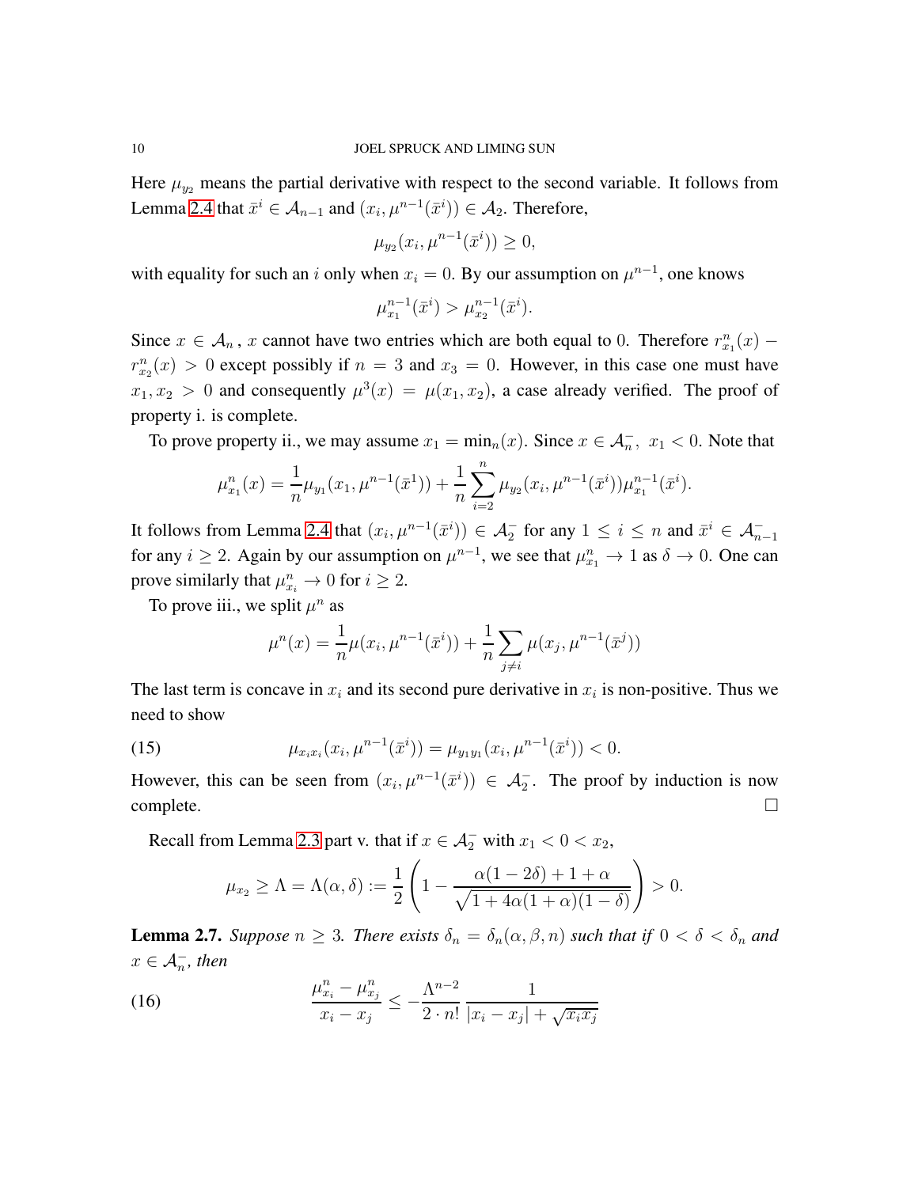Here $\mu_{y_2}$ means the partial derivative with respect to the second variable. It follows from Lemma 2.4 that $\bar{x}^i \in \mathcal{A}_{n-1}$ and $(x_i, \mu^{n-1}(\bar{x}^i)) \in \mathcal{A}_2$. Therefore,

$$\mu_{y_2}(x_i, \mu^{n-1}(\bar{x}^i)) \geq 0,$$

with equality for such an $i$ only when $x_i = 0$. By our assumption on $\mu^{n-1}$, one knows

$$\mu^{n-1}_{x_1}(\bar{x}^i) > \mu^{n-1}_{x_2}(\bar{x}^i).$$

Since $x \in \mathcal{A}_n$, $x$ cannot have two entries which are both equal to $0$. Therefore $r^n_{x_1}(x) - r^n_{x_2}(x) > 0$ except possibly if $n = 3$ and $x_3 = 0$. However, in this case one must have $x_1, x_2 > 0$ and consequently $\mu^3(x) = \mu(x_1, x_2)$, a case already verified. The proof of property i. is complete.

To prove property ii., we may assume $x_1 = \min_n(x)$. Since $x \in \mathcal{A}^-_n$, $x_1 < 0$. Note that

$$\mu^n_{x_1}(x) = \frac{1}{n}\mu_{y_1}(x_1, \mu^{n-1}(\bar{x}^1)) + \frac{1}{n}\sum_{i=2}^{n} \mu_{y_2}(x_i, \mu^{n-1}(\bar{x}^i))\mu^{n-1}_{x_1}(\bar{x}^i).$$

It follows from Lemma 2.4 that $(x_i, \mu^{n-1}(\bar{x}^i)) \in \mathcal{A}^-_2$ for any $1 \leq i \leq n$ and $\bar{x}^i \in \mathcal{A}^-_{n-1}$ for any $i \geq 2$. Again by our assumption on $\mu^{n-1}$, we see that $\mu^n_{x_1} \to 1$ as $\delta \to 0$. One can prove similarly that $\mu^n_{x_i} \to 0$ for $i \geq 2$.

To prove iii., we split $\mu^n$ as

$$\mu^n(x) = \frac{1}{n}\mu(x_i, \mu^{n-1}(\bar{x}^i)) + \frac{1}{n}\sum_{j \neq i} \mu(x_j, \mu^{n-1}(\bar{x}^j))$$

The last term is concave in $x_i$ and its second pure derivative in $x_i$ is non-positive. Thus we need to show

$$\mu_{x_i x_i}(x_i, \mu^{n-1}(\bar{x}^i)) = \mu_{y_1 y_1}(x_i, \mu^{n-1}(\bar{x}^i)) < 0. \tag{15}$$

However, this can be seen from $(x_i, \mu^{n-1}(\bar{x}^i)) \in \mathcal{A}^-_2$. The proof by induction is now complete. $\square$

Recall from Lemma 2.3 part v. that if $x \in \mathcal{A}^-_2$ with $x_1 < 0 < x_2$,

$$\mu_{x_2} \geq \Lambda = \Lambda(\alpha, \delta) := \frac{1}{2}\left(1 - \frac{\alpha(1 - 2\delta) + 1 + \alpha}{\sqrt{1 + 4\alpha(1 + \alpha)(1 - \delta)}}\right) > 0.$$

**Lemma 2.7.** *Suppose $n \geq 3$. There exists $\delta_n = \delta_n(\alpha, \beta, n)$ such that if $0 < \delta < \delta_n$ and $x \in \mathcal{A}^-_n$, then*

$$\frac{\mu^n_{x_i} - \mu^n_{x_j}}{x_i - x_j} \leq -\frac{\Lambda^{n-2}}{2 \cdot n!}\,\frac{1}{|x_i - x_j| + \sqrt{x_i x_j}} \tag{16}$$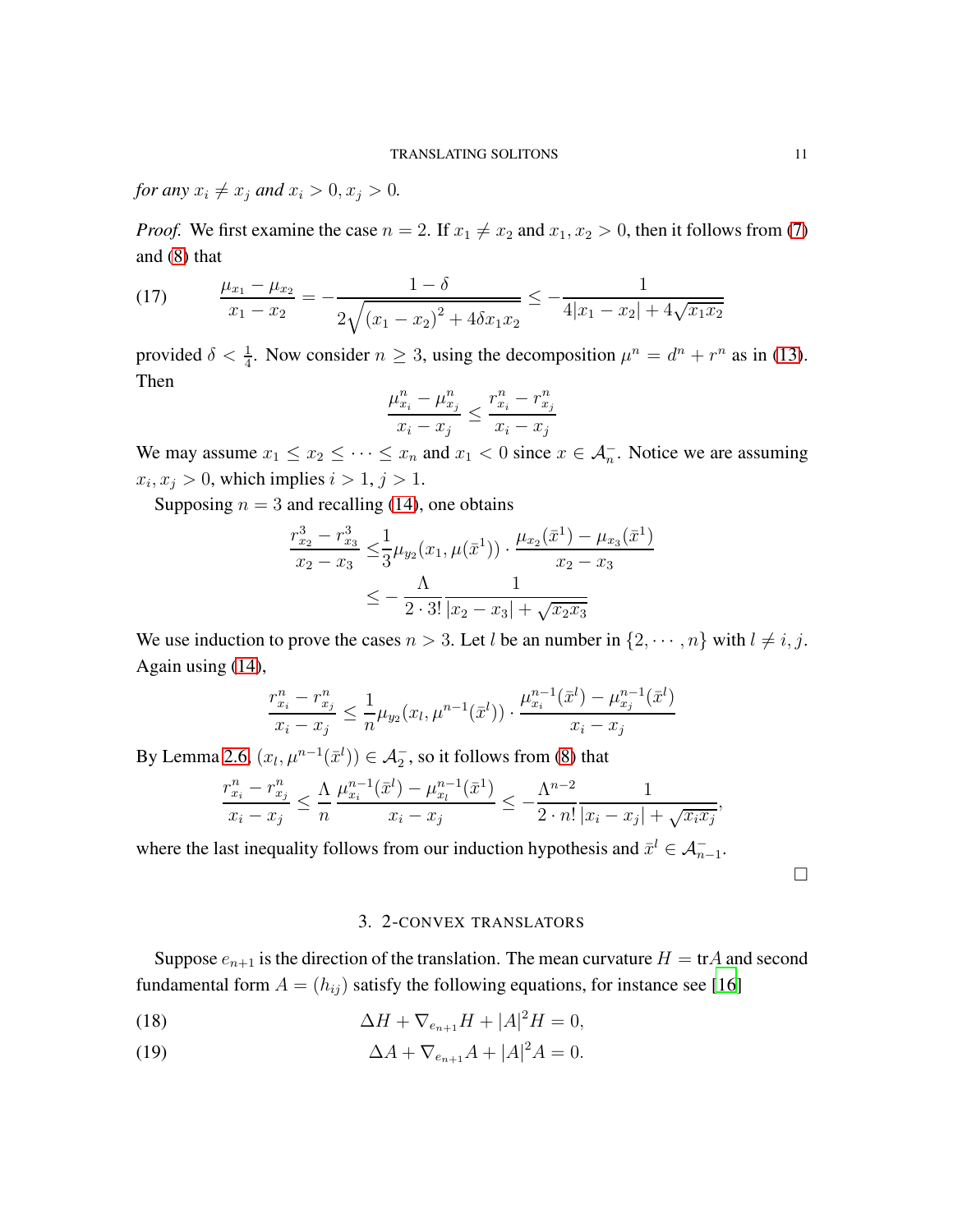*for any $x_i \neq x_j$ and $x_i > 0, x_j > 0$.*

*Proof.* We first examine the case $n = 2$. If $x_1 \neq x_2$ and $x_1, x_2 > 0$, then it follows from (7) and (8) that

$$\frac{\mu_{x_1} - \mu_{x_2}}{x_1 - x_2} = -\frac{1-\delta}{2\sqrt{(x_1 - x_2)^2 + 4\delta x_1 x_2}} \leq -\frac{1}{4|x_1 - x_2| + 4\sqrt{x_1 x_2}} \tag{17}$$

provided $\delta < \frac{1}{4}$. Now consider $n \geq 3$, using the decomposition $\mu^n = d^n + r^n$ as in (13). Then

$$\frac{\mu^n_{x_i} - \mu^n_{x_j}}{x_i - x_j} \leq \frac{r^n_{x_i} - r^n_{x_j}}{x_i - x_j}$$

We may assume $x_1 \leq x_2 \leq \cdots \leq x_n$ and $x_1 < 0$ since $x \in \mathcal{A}^-_n$. Notice we are assuming $x_i, x_j > 0$, which implies $i > 1, j > 1$.

Supposing $n = 3$ and recalling (14), one obtains

$$\begin{aligned}
\frac{r^3_{x_2} - r^3_{x_3}}{x_2 - x_3} \leq & \frac{1}{3}\mu_{y_2}(x_1, \mu(\bar{x}^1)) \cdot \frac{\mu_{x_2}(\bar{x}^1) - \mu_{x_3}(\bar{x}^1)}{x_2 - x_3} \\
\leq & -\frac{\Lambda}{2 \cdot 3!}\frac{1}{|x_2 - x_3| + \sqrt{x_2 x_3}}
\end{aligned}$$

We use induction to prove the cases $n > 3$. Let $l$ be an number in $\{2, \cdots, n\}$ with $l \neq i, j$. Again using (14),

$$\frac{r^n_{x_i} - r^n_{x_j}}{x_i - x_j} \leq \frac{1}{n}\mu_{y_2}(x_l, \mu^{n-1}(\bar{x}^l)) \cdot \frac{\mu^{n-1}_{x_i}(\bar{x}^l) - \mu^{n-1}_{x_j}(\bar{x}^l)}{x_i - x_j}$$

By Lemma 2.6, $(x_l, \mu^{n-1}(\bar{x}^l)) \in \mathcal{A}^-_2$, so it follows from (8) that

$$\frac{r^n_{x_i} - r^n_{x_j}}{x_i - x_j} \leq \frac{\Lambda}{n}\frac{\mu^{n-1}_{x_i}(\bar{x}^l) - \mu^{n-1}_{x_l}(\bar{x}^1)}{x_i - x_j} \leq -\frac{\Lambda^{n-2}}{2 \cdot n!}\frac{1}{|x_i - x_j| + \sqrt{x_i x_j}},$$

where the last inequality follows from our induction hypothesis and $\bar{x}^l \in \mathcal{A}^-_{n-1}$.

□

## 3. 2-CONVEX TRANSLATORS

Suppose $e_{n+1}$ is the direction of the translation. The mean curvature $H = \text{tr} A$ and second fundamental form $A = (h_{ij})$ satisfy the following equations, for instance see [16]

$$\Delta H + \nabla_{e_{n+1}} H + |A|^2 H = 0, \tag{18}$$

$$\Delta A + \nabla_{e_{n+1}} A + |A|^2 A = 0. \tag{19}$$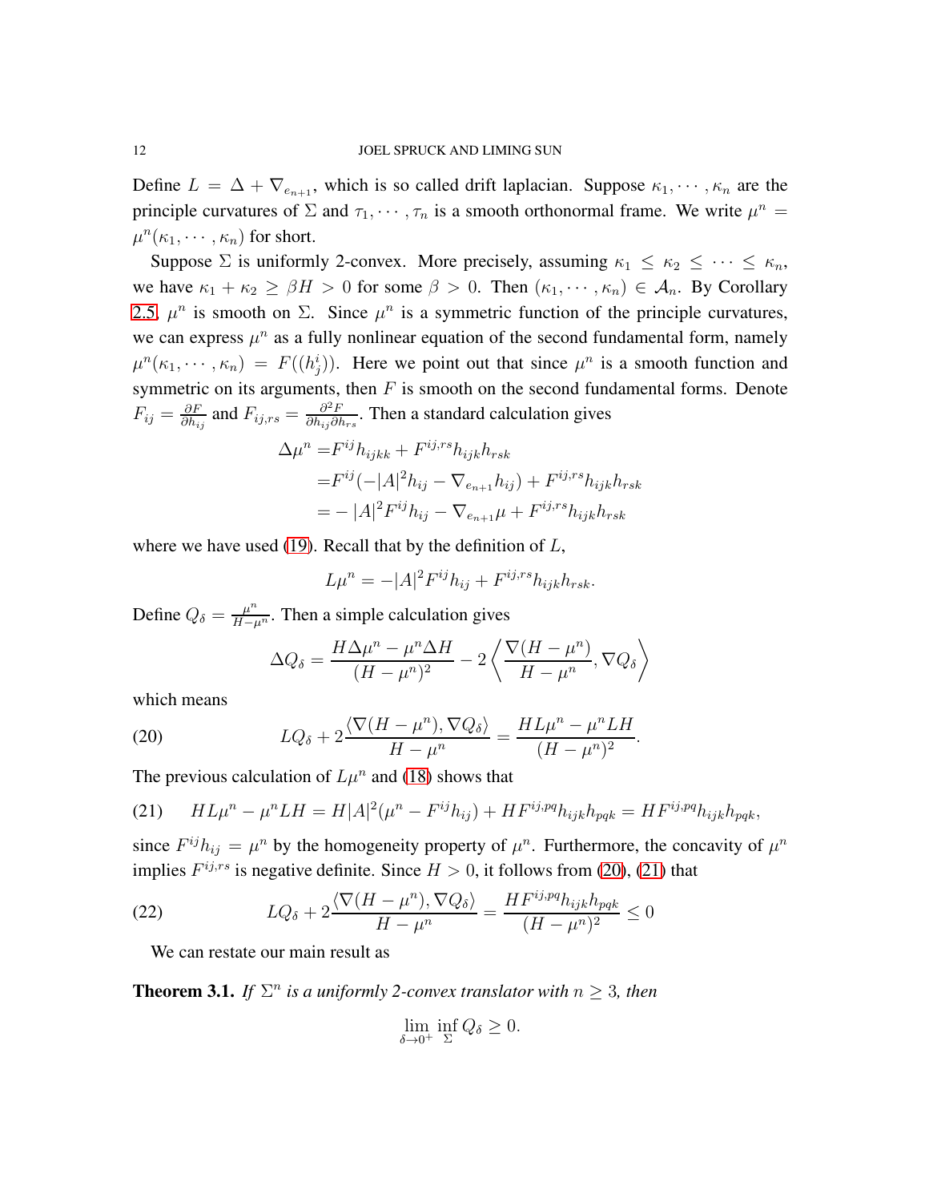Define $L = \Delta + \nabla_{e_{n+1}}$, which is so called drift laplacian. Suppose $\kappa_1, \cdots, \kappa_n$ are the principle curvatures of $\Sigma$ and $\tau_1, \cdots, \tau_n$ is a smooth orthonormal frame. We write $\mu^n = \mu^n(\kappa_1, \cdots, \kappa_n)$ for short.

Suppose $\Sigma$ is uniformly 2-convex. More precisely, assuming $\kappa_1 \leq \kappa_2 \leq \cdots \leq \kappa_n$, we have $\kappa_1 + \kappa_2 \geq \beta H > 0$ for some $\beta > 0$. Then $(\kappa_1, \cdots, \kappa_n) \in \mathcal{A}_n$. By Corollary 2.5, $\mu^n$ is smooth on $\Sigma$. Since $\mu^n$ is a symmetric function of the principle curvatures, we can express $\mu^n$ as a fully nonlinear equation of the second fundamental form, namely $\mu^n(\kappa_1, \cdots, \kappa_n) = F((h^i_j))$. Here we point out that since $\mu^n$ is a smooth function and symmetric on its arguments, then $F$ is smooth on the second fundamental forms. Denote $F_{ij} = \frac{\partial F}{\partial h_{ij}}$ and $F_{ij,rs} = \frac{\partial^2 F}{\partial h_{ij} \partial h_{rs}}$. Then a standard calculation gives

$$
\begin{aligned}
\Delta \mu^n =& F^{ij} h_{ijkk} + F^{ij,rs} h_{ijk} h_{rsk} \\
=& F^{ij}(-|A|^2 h_{ij} - \nabla_{e_{n+1}} h_{ij}) + F^{ij,rs} h_{ijk} h_{rsk} \\
=& -|A|^2 F^{ij} h_{ij} - \nabla_{e_{n+1}} \mu + F^{ij,rs} h_{ijk} h_{rsk}
\end{aligned}
$$

where we have used (19). Recall that by the definition of $L$,

$$
L\mu^n = -|A|^2 F^{ij} h_{ij} + F^{ij,rs} h_{ijk} h_{rsk}.
$$

Define $Q_\delta = \frac{\mu^n}{H - \mu^n}$. Then a simple calculation gives

$$
\Delta Q_\delta = \frac{H \Delta \mu^n - \mu^n \Delta H}{(H - \mu^n)^2} - 2 \left\langle \frac{\nabla(H - \mu^n)}{H - \mu^n}, \nabla Q_\delta \right\rangle
$$

which means

$$
LQ_\delta + 2 \frac{\langle \nabla(H - \mu^n), \nabla Q_\delta \rangle}{H - \mu^n} = \frac{HL\mu^n - \mu^n LH}{(H - \mu^n)^2}. \tag{20}
$$

The previous calculation of $L\mu^n$ and (18) shows that

$$
HL\mu^n - \mu^n LH = H|A|^2(\mu^n - F^{ij} h_{ij}) + HF^{ij,pq} h_{ijk} h_{pqk} = HF^{ij,pq} h_{ijk} h_{pqk}, \tag{21}
$$

since $F^{ij} h_{ij} = \mu^n$ by the homogeneity property of $\mu^n$. Furthermore, the concavity of $\mu^n$ implies $F^{ij,rs}$ is negative definite. Since $H > 0$, it follows from (20), (21) that

$$
LQ_\delta + 2 \frac{\langle \nabla(H - \mu^n), \nabla Q_\delta \rangle}{H - \mu^n} = \frac{HF^{ij,pq} h_{ijk} h_{pqk}}{(H - \mu^n)^2} \leq 0 \tag{22}
$$

We can restate our main result as

**Theorem 3.1.** *If $\Sigma^n$ is a uniformly 2-convex translator with $n \geq 3$, then*

$$
\lim_{\delta \to 0^+} \inf_{\Sigma} Q_\delta \geq 0.
$$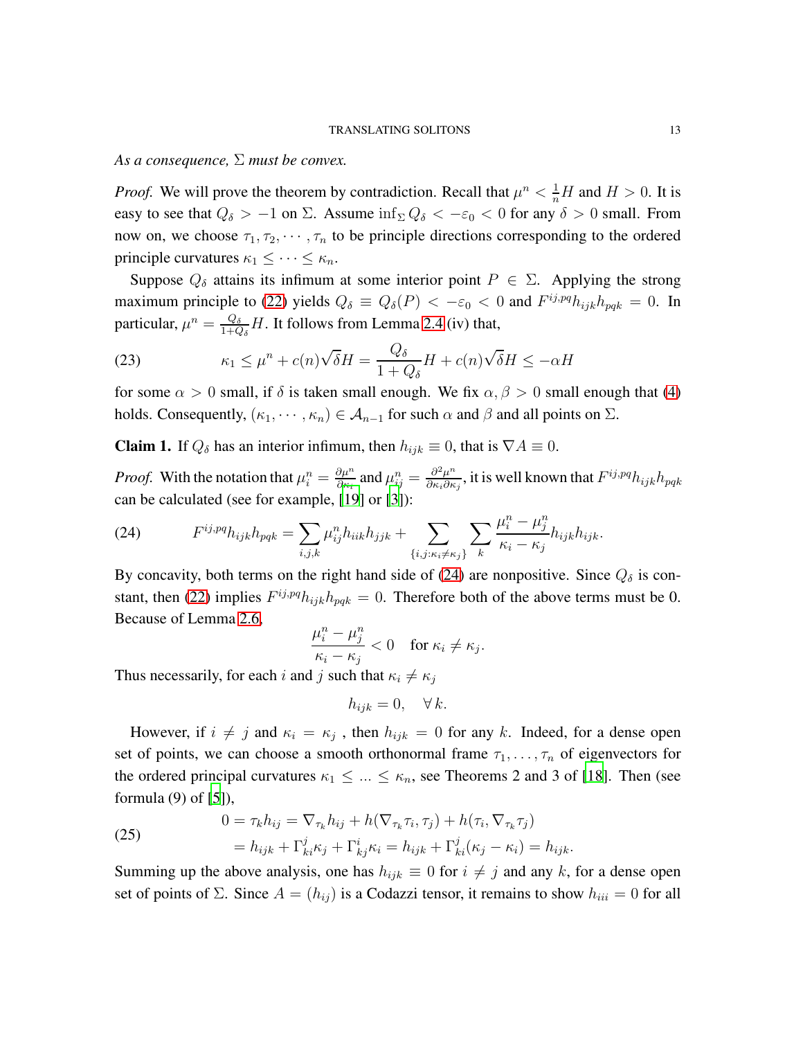*As a consequence, $\Sigma$ must be convex.*

*Proof.* We will prove the theorem by contradiction. Recall that $\mu^n < \frac{1}{n}H$ and $H > 0$. It is easy to see that $Q_\delta > -1$ on $\Sigma$. Assume $\inf_\Sigma Q_\delta < -\varepsilon_0 < 0$ for any $\delta > 0$ small. From now on, we choose $\tau_1, \tau_2, \cdots, \tau_n$ to be principle directions corresponding to the ordered principle curvatures $\kappa_1 \leq \cdots \leq \kappa_n$.

Suppose $Q_\delta$ attains its infimum at some interior point $P \in \Sigma$. Applying the strong maximum principle to (22) yields $Q_\delta \equiv Q_\delta(P) < -\varepsilon_0 < 0$ and $F^{ij,pq}h_{ijk}h_{pqk} = 0$. In particular, $\mu^n = \frac{Q_\delta}{1+Q_\delta}H$. It follows from Lemma 2.4 (iv) that,

$$\kappa_1 \leq \mu^n + c(n)\sqrt{\delta}H = \frac{Q_\delta}{1+Q_\delta}H + c(n)\sqrt{\delta}H \leq -\alpha H \tag{23}$$

for some $\alpha > 0$ small, if $\delta$ is taken small enough. We fix $\alpha, \beta > 0$ small enough that (4) holds. Consequently, $(\kappa_1, \cdots, \kappa_n) \in \mathcal{A}_{n-1}$ for such $\alpha$ and $\beta$ and all points on $\Sigma$.

**Claim 1.** If $Q_\delta$ has an interior infimum, then $h_{ijk} \equiv 0$, that is $\nabla A \equiv 0$.

*Proof.* With the notation that $\mu^n_i = \frac{\partial \mu^n}{\partial \kappa_i}$ and $\mu^n_{ij} = \frac{\partial^2 \mu^n}{\partial \kappa_i \partial \kappa_j}$, it is well known that $F^{ij,pq}h_{ijk}h_{pqk}$ can be calculated (see for example, [19] or [3]):

$$F^{ij,pq}h_{ijk}h_{pqk} = \sum_{i,j,k} \mu^n_{ij} h_{iik}h_{jjk} + \sum_{\{i,j:\kappa_i \neq \kappa_j\}} \sum_k \frac{\mu^n_i - \mu^n_j}{\kappa_i - \kappa_j} h_{ijk}h_{ijk}. \tag{24}$$

By concavity, both terms on the right hand side of (24) are nonpositive. Since $Q_\delta$ is constant, then (22) implies $F^{ij,pq}h_{ijk}h_{pqk} = 0$. Therefore both of the above terms must be 0. Because of Lemma 2.6,

$$\frac{\mu^n_i - \mu^n_j}{\kappa_i - \kappa_j} < 0 \quad \text{for } \kappa_i \neq \kappa_j.$$

Thus necessarily, for each $i$ and $j$ such that $\kappa_i \neq \kappa_j$

$$h_{ijk} = 0, \quad \forall\, k.$$

However, if $i \neq j$ and $\kappa_i = \kappa_j$ , then $h_{ijk} = 0$ for any $k$. Indeed, for a dense open set of points, we can choose a smooth orthonormal frame $\tau_1, \ldots, \tau_n$ of eigenvectors for the ordered principal curvatures $\kappa_1 \leq \ldots \leq \kappa_n$, see Theorems 2 and 3 of [18]. Then (see formula (9) of [5]),

$$\begin{aligned} 0 &= \tau_k h_{ij} = \nabla_{\tau_k} h_{ij} + h(\nabla_{\tau_k}\tau_i, \tau_j) + h(\tau_i, \nabla_{\tau_k}\tau_j) \\ &= h_{ijk} + \Gamma^j_{ki}\kappa_j + \Gamma^i_{kj}\kappa_i = h_{ijk} + \Gamma^j_{ki}(\kappa_j - \kappa_i) = h_{ijk}. \end{aligned} \tag{25}$$

Summing up the above analysis, one has $h_{ijk} \equiv 0$ for $i \neq j$ and any $k$, for a dense open set of points of $\Sigma$. Since $A = (h_{ij})$ is a Codazzi tensor, it remains to show $h_{iii} = 0$ for all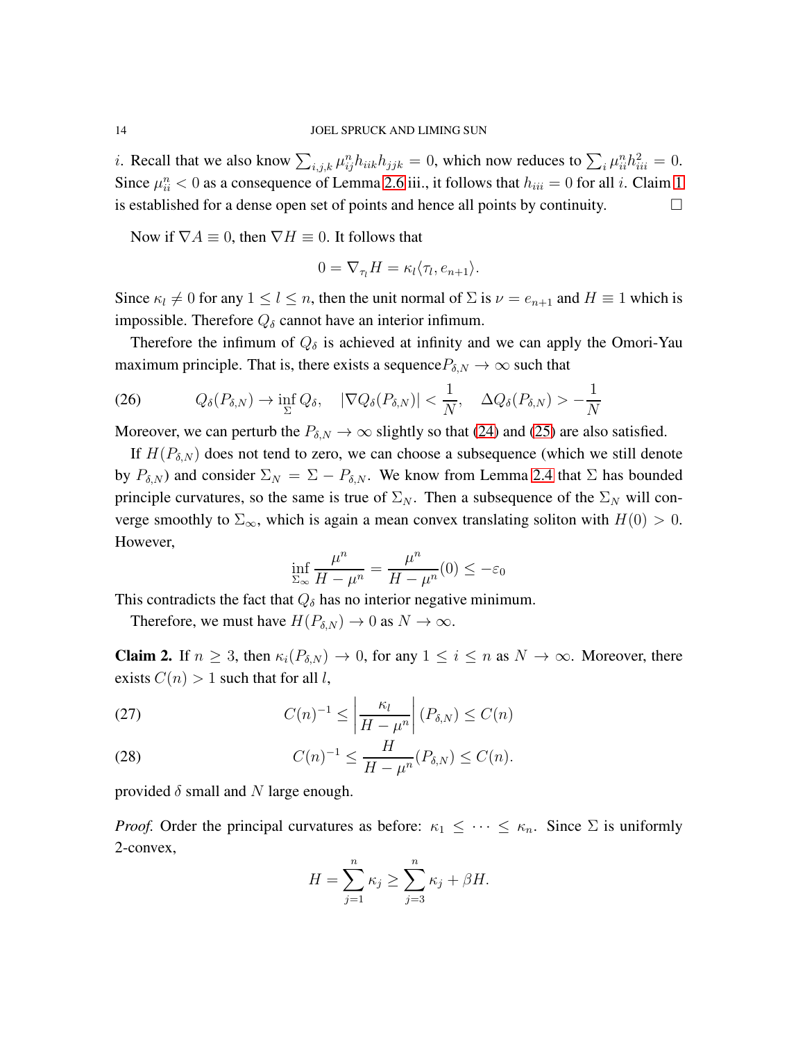$i$. Recall that we also know $\sum_{i,j,k} \mu^n_{ij} h_{iik} h_{jjk} = 0$, which now reduces to $\sum_i \mu^n_{ii} h^2_{iii} = 0$. Since $\mu^n_{ii} < 0$ as a consequence of Lemma 2.6 iii., it follows that $h_{iii} = 0$ for all $i$. Claim 1 is established for a dense open set of points and hence all points by continuity. $\square$

Now if $\nabla A \equiv 0$, then $\nabla H \equiv 0$. It follows that

$$0 = \nabla_{\tau_l} H = \kappa_l \langle \tau_l, e_{n+1} \rangle.$$

Since $\kappa_l \neq 0$ for any $1 \leq l \leq n$, then the unit normal of $\Sigma$ is $\nu = e_{n+1}$ and $H \equiv 1$ which is impossible. Therefore $Q_\delta$ cannot have an interior infimum.

Therefore the infimum of $Q_\delta$ is achieved at infinity and we can apply the Omori-Yau maximum principle. That is, there exists a sequence $P_{\delta,N} \to \infty$ such that

$$Q_\delta(P_{\delta,N}) \to \inf_\Sigma Q_\delta, \quad |\nabla Q_\delta(P_{\delta,N})| < \frac{1}{N}, \quad \Delta Q_\delta(P_{\delta,N}) > -\frac{1}{N} \tag{26}$$

Moreover, we can perturb the $P_{\delta,N} \to \infty$ slightly so that (24) and (25) are also satisfied.

If $H(P_{\delta,N})$ does not tend to zero, we can choose a subsequence (which we still denote by $P_{\delta,N}$) and consider $\Sigma_N = \Sigma - P_{\delta,N}$. We know from Lemma 2.4 that $\Sigma$ has bounded principle curvatures, so the same is true of $\Sigma_N$. Then a subsequence of the $\Sigma_N$ will converge smoothly to $\Sigma_\infty$, which is again a mean convex translating soliton with $H(0) > 0$. However,

$$\inf_{\Sigma_\infty} \frac{\mu^n}{H - \mu^n} = \frac{\mu^n}{H - \mu^n}(0) \leq -\varepsilon_0$$

This contradicts the fact that $Q_\delta$ has no interior negative minimum.

Therefore, we must have $H(P_{\delta,N}) \to 0$ as $N \to \infty$.

**Claim 2.** If $n \geq 3$, then $\kappa_i(P_{\delta,N}) \to 0$, for any $1 \leq i \leq n$ as $N \to \infty$. Moreover, there exists $C(n) > 1$ such that for all $l$,

$$C(n)^{-1} \leq \left| \frac{\kappa_l}{H - \mu^n} \right| (P_{\delta,N}) \leq C(n) \tag{27}$$

$$C(n)^{-1} \leq \frac{H}{H - \mu^n}(P_{\delta,N}) \leq C(n). \tag{28}$$

provided $\delta$ small and $N$ large enough.

*Proof.* Order the principal curvatures as before: $\kappa_1 \leq \cdots \leq \kappa_n$. Since $\Sigma$ is uniformly 2-convex,

$$H = \sum_{j=1}^n \kappa_j \geq \sum_{j=3}^n \kappa_j + \beta H.$$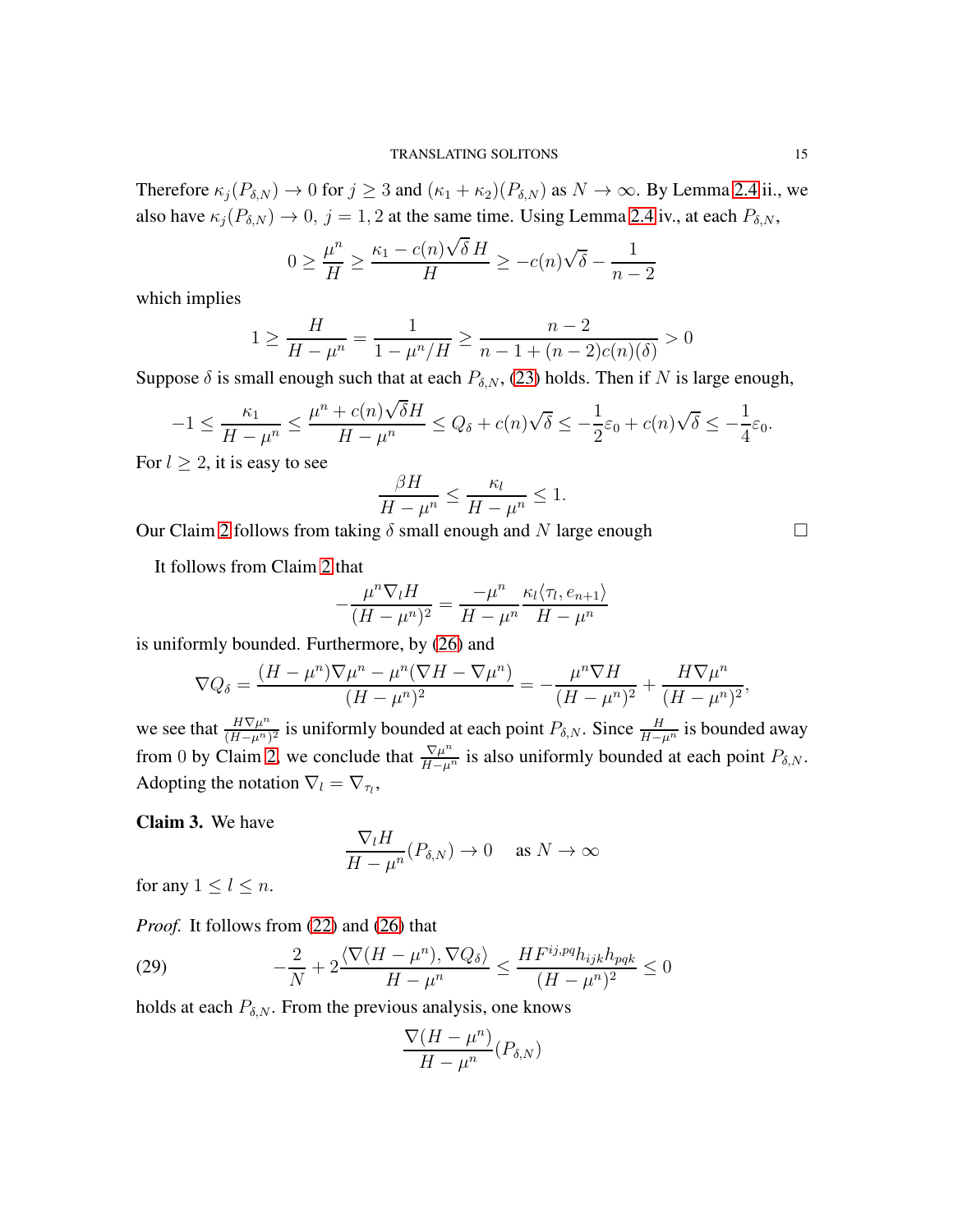Therefore $\kappa_j(P_{\delta,N}) \to 0$ for $j \geq 3$ and $(\kappa_1 + \kappa_2)(P_{\delta,N})$ as $N \to \infty$. By Lemma 2.4 ii., we also have $\kappa_j(P_{\delta,N}) \to 0,\ j = 1, 2$ at the same time. Using Lemma 2.4 iv., at each $P_{\delta,N}$,

$$0 \geq \frac{\mu^n}{H} \geq \frac{\kappa_1 - c(n)\sqrt{\delta}\, H}{H} \geq -c(n)\sqrt{\delta} - \frac{1}{n-2}$$

which implies

$$1 \geq \frac{H}{H - \mu^n} = \frac{1}{1 - \mu^n/H} \geq \frac{n-2}{n - 1 + (n-2)c(n)(\delta)} > 0$$

Suppose $\delta$ is small enough such that at each $P_{\delta,N}$, (23) holds. Then if $N$ is large enough,

$$-1 \leq \frac{\kappa_1}{H - \mu^n} \leq \frac{\mu^n + c(n)\sqrt{\delta}H}{H - \mu^n} \leq Q_\delta + c(n)\sqrt{\delta} \leq -\frac{1}{2}\varepsilon_0 + c(n)\sqrt{\delta} \leq -\frac{1}{4}\varepsilon_0.$$

For $l \geq 2$, it is easy to see

$$\frac{\beta H}{H - \mu^n} \leq \frac{\kappa_l}{H - \mu^n} \leq 1.$$

Our Claim 2 follows from taking $\delta$ small enough and $N$ large enough $\square$

It follows from Claim 2 that

$$-\frac{\mu^n \nabla_l H}{(H - \mu^n)^2} = \frac{-\mu^n}{H - \mu^n} \frac{\kappa_l \langle \tau_l, e_{n+1} \rangle}{H - \mu^n}$$

is uniformly bounded. Furthermore, by (26) and

$$\nabla Q_\delta = \frac{(H - \mu^n)\nabla \mu^n - \mu^n(\nabla H - \nabla \mu^n)}{(H - \mu^n)^2} = -\frac{\mu^n \nabla H}{(H - \mu^n)^2} + \frac{H \nabla \mu^n}{(H - \mu^n)^2},$$

we see that $\frac{H\nabla\mu^n}{(H-\mu^n)^2}$ is uniformly bounded at each point $P_{\delta,N}$. Since $\frac{H}{H-\mu^n}$ is bounded away from $0$ by Claim 2, we conclude that $\frac{\nabla \mu^n}{H - \mu^n}$ is also uniformly bounded at each point $P_{\delta,N}$. Adopting the notation $\nabla_l = \nabla_{\tau_l}$,

**Claim 3.** We have

$$\frac{\nabla_l H}{H - \mu^n}(P_{\delta,N}) \to 0 \quad \text{as } N \to \infty$$

for any $1 \leq l \leq n$.

*Proof.* It follows from (22) and (26) that

$$-\frac{2}{N} + 2\frac{\langle \nabla(H - \mu^n), \nabla Q_\delta \rangle}{H - \mu^n} \leq \frac{H F^{ij,pq} h_{ijk} h_{pqk}}{(H - \mu^n)^2} \leq 0 \tag{29}$$

holds at each $P_{\delta,N}$. From the previous analysis, one knows

$$\frac{\nabla(H - \mu^n)}{H - \mu^n}(P_{\delta,N})$$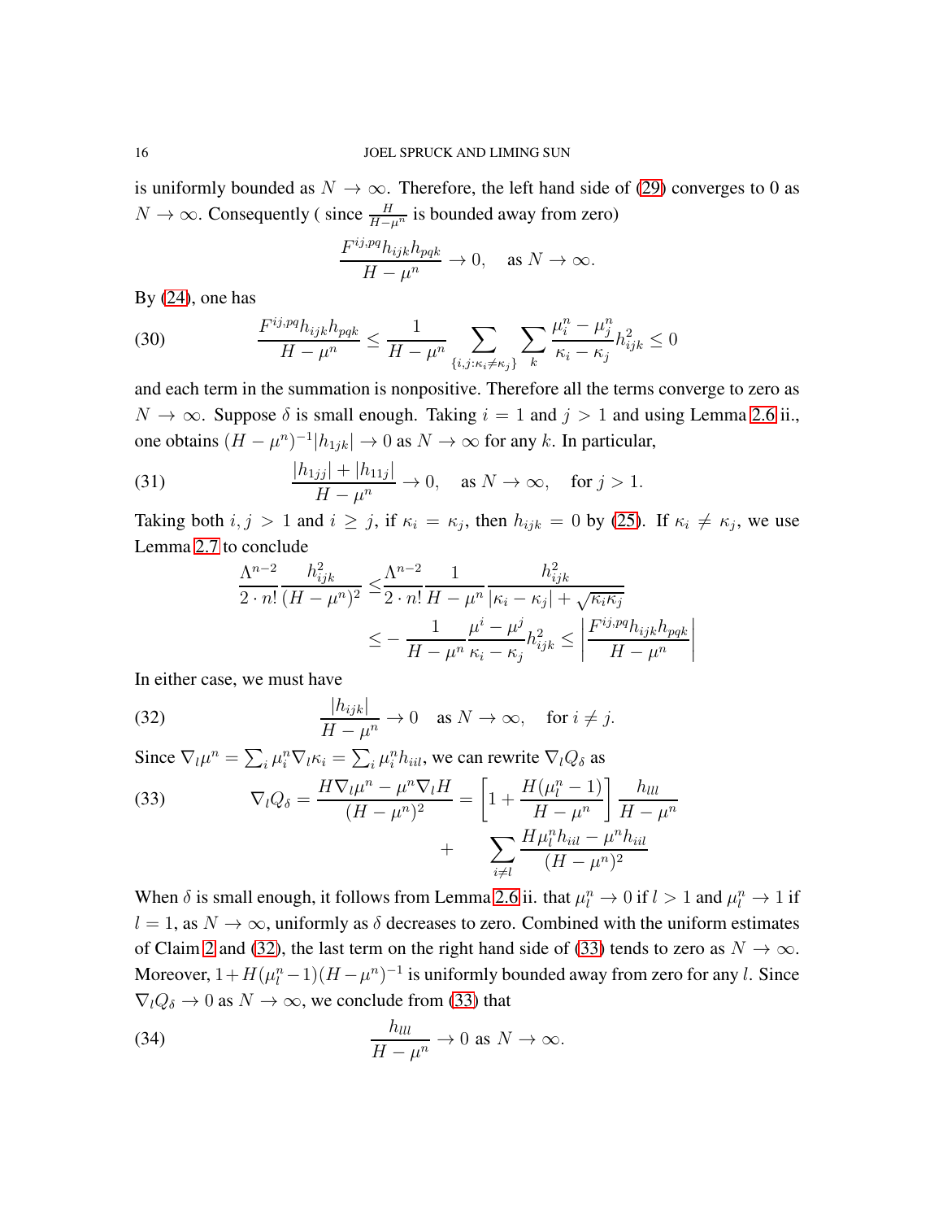is uniformly bounded as $N \to \infty$. Therefore, the left hand side of (29) converges to 0 as $N \to \infty$. Consequently ( since $\frac{H}{H-\mu^n}$ is bounded away from zero)

$$\frac{F^{ij,pq}h_{ijk}h_{pqk}}{H-\mu^n} \to 0, \quad \text{as } N \to \infty.$$

By (24), one has

$$\frac{F^{ij,pq}h_{ijk}h_{pqk}}{H-\mu^n} \leq \frac{1}{H-\mu^n} \sum_{\{i,j:\kappa_i \neq \kappa_j\}} \sum_k \frac{\mu_i^n - \mu_j^n}{\kappa_i - \kappa_j} h_{ijk}^2 \leq 0 \tag{30}$$

and each term in the summation is nonpositive. Therefore all the terms converge to zero as $N \to \infty$. Suppose $\delta$ is small enough. Taking $i = 1$ and $j > 1$ and using Lemma 2.6 ii., one obtains $(H-\mu^n)^{-1}|h_{1jk}| \to 0$ as $N \to \infty$ for any $k$. In particular,

$$\frac{|h_{1jj}| + |h_{11j}|}{H-\mu^n} \to 0, \quad \text{as } N \to \infty, \quad \text{for } j > 1. \tag{31}$$

Taking both $i, j > 1$ and $i \geq j$, if $\kappa_i = \kappa_j$, then $h_{ijk} = 0$ by (25). If $\kappa_i \neq \kappa_j$, we use Lemma 2.7 to conclude

$$\begin{aligned}
\frac{\Lambda^{n-2}}{2 \cdot n!} \frac{h_{ijk}^2}{(H-\mu^n)^2} \leq & \frac{\Lambda^{n-2}}{2 \cdot n!} \frac{1}{H-\mu^n} \frac{h_{ijk}^2}{|\kappa_i - \kappa_j| + \sqrt{\kappa_i \kappa_j}} \\
\leq & - \frac{1}{H-\mu^n} \frac{\mu^i - \mu^j}{\kappa_i - \kappa_j} h_{ijk}^2 \leq \left| \frac{F^{ij,pq}h_{ijk}h_{pqk}}{H-\mu^n} \right|
\end{aligned}$$

In either case, we must have

$$\frac{|h_{ijk}|}{H-\mu^n} \to 0 \quad \text{as } N \to \infty, \quad \text{for } i \neq j. \tag{32}$$

Since $\nabla_l \mu^n = \sum_i \mu_i^n \nabla_l \kappa_i = \sum_i \mu_i^n h_{iil}$, we can rewrite $\nabla_l Q_\delta$ as

$$\begin{aligned}
\nabla_l Q_\delta = \frac{H \nabla_l \mu^n - \mu^n \nabla_l H}{(H-\mu^n)^2} = & \left[ 1 + \frac{H(\mu_l^n - 1)}{H-\mu^n} \right] \frac{h_{lll}}{H-\mu^n} \\
& + \sum_{i \neq l} \frac{H \mu_l^n h_{iil} - \mu^n h_{iil}}{(H-\mu^n)^2}
\end{aligned} \tag{33}$$

When $\delta$ is small enough, it follows from Lemma 2.6 ii. that $\mu_l^n \to 0$ if $l > 1$ and $\mu_l^n \to 1$ if $l = 1$, as $N \to \infty$, uniformly as $\delta$ decreases to zero. Combined with the uniform estimates of Claim 2 and (32), the last term on the right hand side of (33) tends to zero as $N \to \infty$. Moreover, $1 + H(\mu_l^n - 1)(H-\mu^n)^{-1}$ is uniformly bounded away from zero for any $l$. Since $\nabla_l Q_\delta \to 0$ as $N \to \infty$, we conclude from (33) that

$$\frac{h_{lll}}{H-\mu^n} \to 0 \text{ as } N \to \infty. \tag{34}$$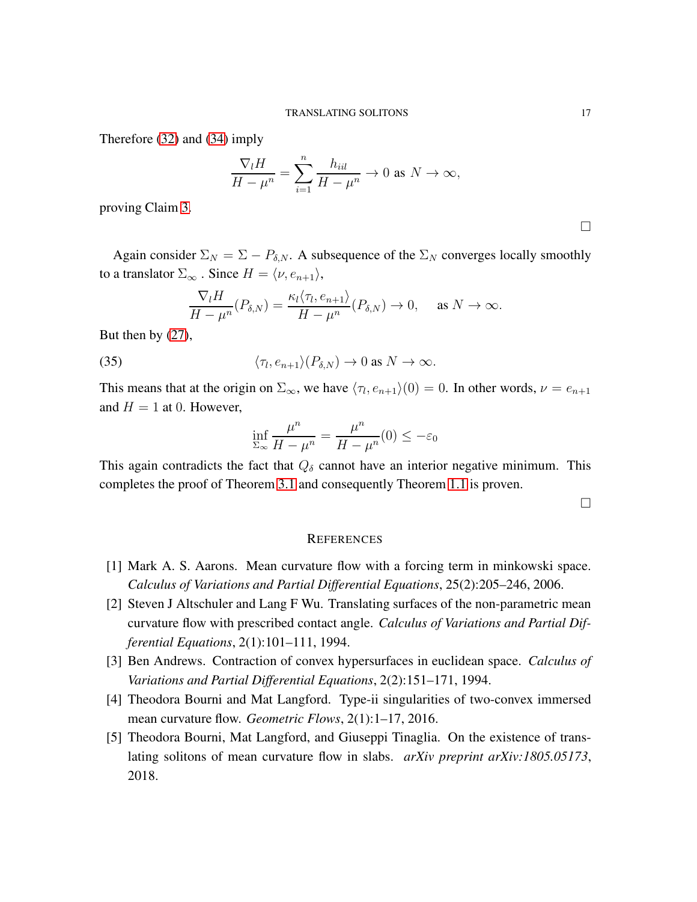Therefore (32) and (34) imply

$$\frac{\nabla_l H}{H - \mu^n} = \sum_{i=1}^{n} \frac{h_{iil}}{H - \mu^n} \to 0 \text{ as } N \to \infty,$$

proving Claim 3.

□

Again consider $\Sigma_N = \Sigma - P_{\delta,N}$. A subsequence of the $\Sigma_N$ converges locally smoothly to a translator $\Sigma_\infty$ . Since $H = \langle \nu, e_{n+1} \rangle$,

$$\frac{\nabla_l H}{H - \mu^n}(P_{\delta,N}) = \frac{\kappa_l \langle \tau_l, e_{n+1} \rangle}{H - \mu^n}(P_{\delta,N}) \to 0, \quad \text{ as } N \to \infty.$$

But then by (27),

$$\langle \tau_l, e_{n+1} \rangle (P_{\delta,N}) \to 0 \text{ as } N \to \infty. \tag{35}$$

This means that at the origin on $\Sigma_\infty$, we have $\langle \tau_l, e_{n+1} \rangle(0) = 0$. In other words, $\nu = e_{n+1}$ and $H = 1$ at $0$. However,

$$\inf_{\Sigma_\infty} \frac{\mu^n}{H - \mu^n} = \frac{\mu^n}{H - \mu^n}(0) \leq -\varepsilon_0$$

This again contradicts the fact that $Q_\delta$ cannot have an interior negative minimum. This completes the proof of Theorem 3.1 and consequently Theorem 1.1 is proven.

□

## References

[1] Mark A. S. Aarons. Mean curvature flow with a forcing term in minkowski space. *Calculus of Variations and Partial Differential Equations*, 25(2):205–246, 2006.

[2] Steven J Altschuler and Lang F Wu. Translating surfaces of the non-parametric mean curvature flow with prescribed contact angle. *Calculus of Variations and Partial Differential Equations*, 2(1):101–111, 1994.

[3] Ben Andrews. Contraction of convex hypersurfaces in euclidean space. *Calculus of Variations and Partial Differential Equations*, 2(2):151–171, 1994.

[4] Theodora Bourni and Mat Langford. Type-ii singularities of two-convex immersed mean curvature flow. *Geometric Flows*, 2(1):1–17, 2016.

[5] Theodora Bourni, Mat Langford, and Giuseppi Tinaglia. On the existence of translating solitons of mean curvature flow in slabs. *arXiv preprint arXiv:1805.05173*, 2018.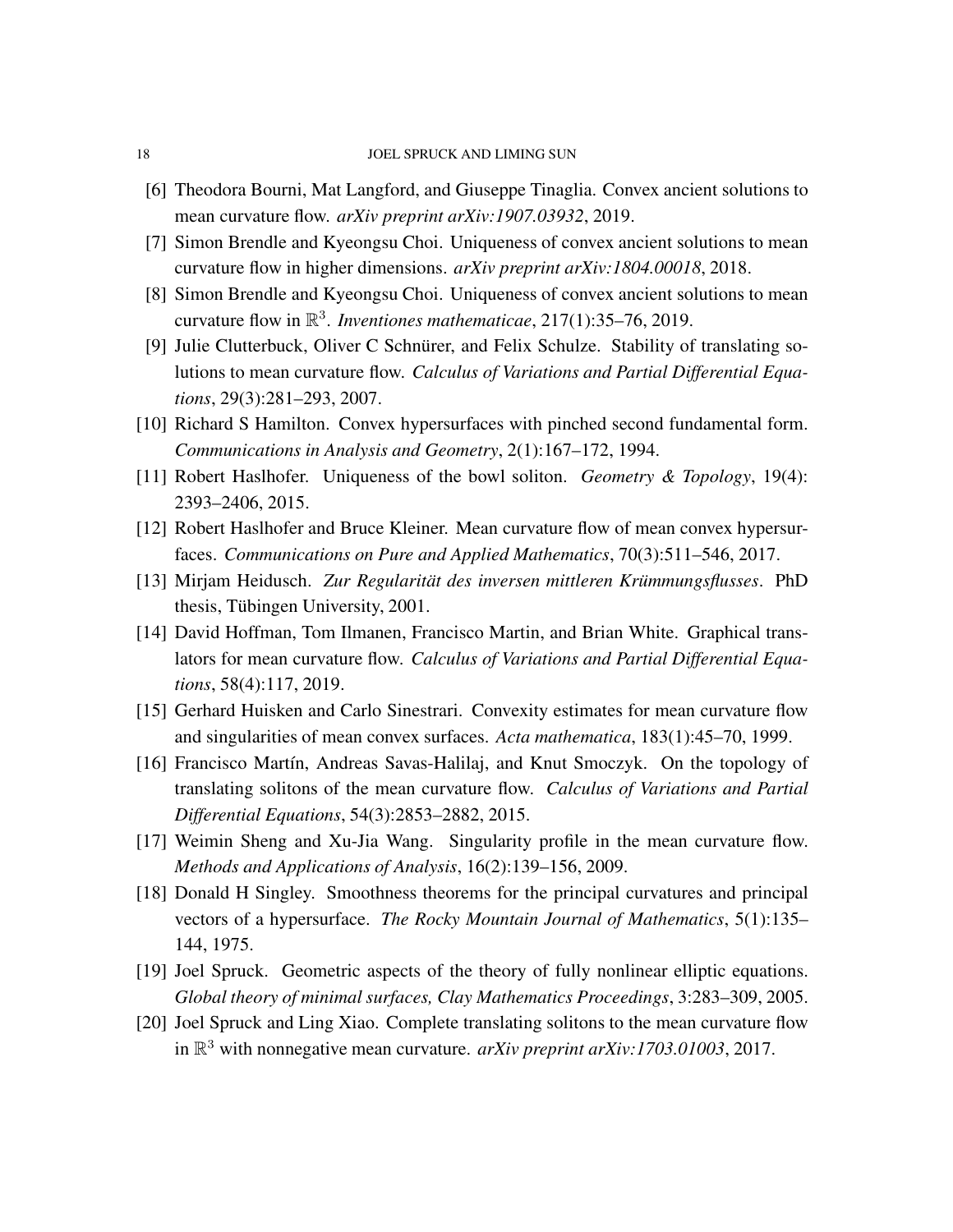[6] Theodora Bourni, Mat Langford, and Giuseppe Tinaglia. Convex ancient solutions to mean curvature flow. *arXiv preprint arXiv:1907.03932*, 2019.

[7] Simon Brendle and Kyeongsu Choi. Uniqueness of convex ancient solutions to mean curvature flow in higher dimensions. *arXiv preprint arXiv:1804.00018*, 2018.

[8] Simon Brendle and Kyeongsu Choi. Uniqueness of convex ancient solutions to mean curvature flow in $\mathbb{R}^3$. *Inventiones mathematicae*, 217(1):35–76, 2019.

[9] Julie Clutterbuck, Oliver C Schnürer, and Felix Schulze. Stability of translating solutions to mean curvature flow. *Calculus of Variations and Partial Differential Equations*, 29(3):281–293, 2007.

[10] Richard S Hamilton. Convex hypersurfaces with pinched second fundamental form. *Communications in Analysis and Geometry*, 2(1):167–172, 1994.

[11] Robert Haslhofer. Uniqueness of the bowl soliton. *Geometry & Topology*, 19(4): 2393–2406, 2015.

[12] Robert Haslhofer and Bruce Kleiner. Mean curvature flow of mean convex hypersurfaces. *Communications on Pure and Applied Mathematics*, 70(3):511–546, 2017.

[13] Mirjam Heidusch. *Zur Regularität des inversen mittleren Krümmungsflusses*. PhD thesis, Tübingen University, 2001.

[14] David Hoffman, Tom Ilmanen, Francisco Martin, and Brian White. Graphical translators for mean curvature flow. *Calculus of Variations and Partial Differential Equations*, 58(4):117, 2019.

[15] Gerhard Huisken and Carlo Sinestrari. Convexity estimates for mean curvature flow and singularities of mean convex surfaces. *Acta mathematica*, 183(1):45–70, 1999.

[16] Francisco Martín, Andreas Savas-Halilaj, and Knut Smoczyk. On the topology of translating solitons of the mean curvature flow. *Calculus of Variations and Partial Differential Equations*, 54(3):2853–2882, 2015.

[17] Weimin Sheng and Xu-Jia Wang. Singularity profile in the mean curvature flow. *Methods and Applications of Analysis*, 16(2):139–156, 2009.

[18] Donald H Singley. Smoothness theorems for the principal curvatures and principal vectors of a hypersurface. *The Rocky Mountain Journal of Mathematics*, 5(1):135–144, 1975.

[19] Joel Spruck. Geometric aspects of the theory of fully nonlinear elliptic equations. *Global theory of minimal surfaces, Clay Mathematics Proceedings*, 3:283–309, 2005.

[20] Joel Spruck and Ling Xiao. Complete translating solitons to the mean curvature flow in $\mathbb{R}^3$ with nonnegative mean curvature. *arXiv preprint arXiv:1703.01003*, 2017.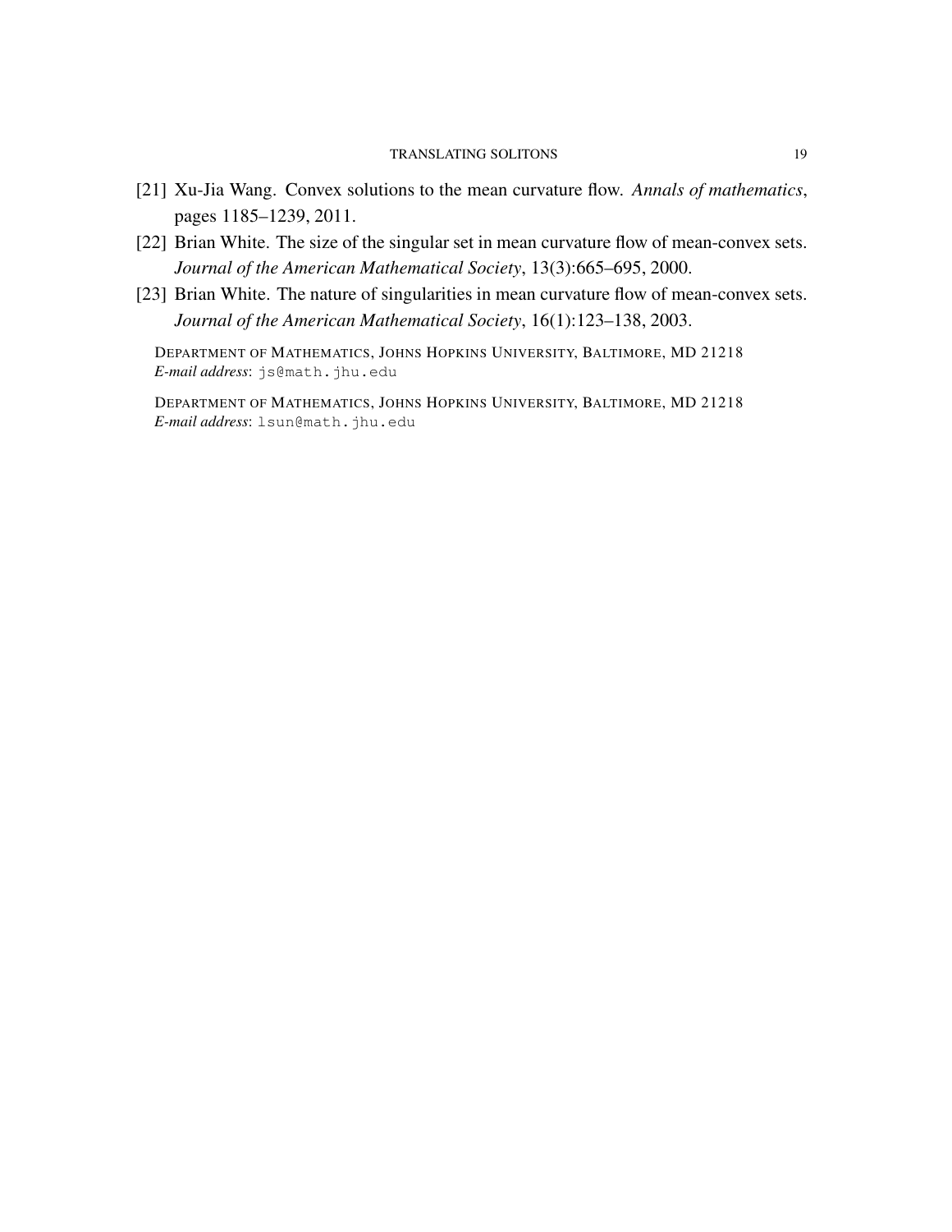[21] Xu-Jia Wang. Convex solutions to the mean curvature flow. *Annals of mathematics*, pages 1185–1239, 2011.

[22] Brian White. The size of the singular set in mean curvature flow of mean-convex sets. *Journal of the American Mathematical Society*, 13(3):665–695, 2000.

[23] Brian White. The nature of singularities in mean curvature flow of mean-convex sets. *Journal of the American Mathematical Society*, 16(1):123–138, 2003.

DEPARTMENT OF MATHEMATICS, JOHNS HOPKINS UNIVERSITY, BALTIMORE, MD 21218
*E-mail address*: `js@math.jhu.edu`

DEPARTMENT OF MATHEMATICS, JOHNS HOPKINS UNIVERSITY, BALTIMORE, MD 21218
*E-mail address*: `lsun@math.jhu.edu`